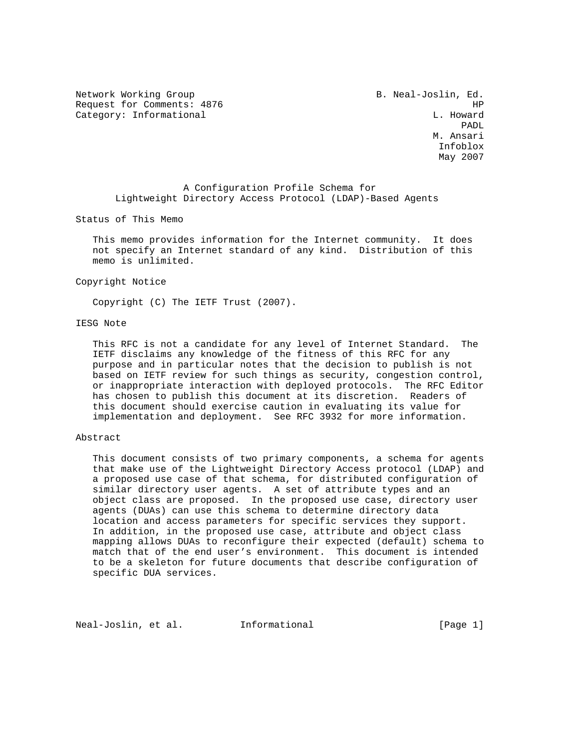Network Working Group B. Neal-Joslin, Ed.
Request for Comments: 4876 HP
Category: Informational L. Howard
PADL
M. Ansari
Infoblox
May 2007

# A Configuration Profile Schema for Lightweight Directory Access Protocol (LDAP)-Based Agents

## Status of This Memo

This memo provides information for the Internet community. It does not specify an Internet standard of any kind. Distribution of this memo is unlimited.

## Copyright Notice

Copyright (C) The IETF Trust (2007).

## IESG Note

This RFC is not a candidate for any level of Internet Standard. The IETF disclaims any knowledge of the fitness of this RFC for any purpose and in particular notes that the decision to publish is not based on IETF review for such things as security, congestion control, or inappropriate interaction with deployed protocols. The RFC Editor has chosen to publish this document at its discretion. Readers of this document should exercise caution in evaluating its value for implementation and deployment. See RFC 3932 for more information.

## Abstract

This document consists of two primary components, a schema for agents that make use of the Lightweight Directory Access protocol (LDAP) and a proposed use case of that schema, for distributed configuration of similar directory user agents. A set of attribute types and an object class are proposed. In the proposed use case, directory user agents (DUAs) can use this schema to determine directory data location and access parameters for specific services they support. In addition, in the proposed use case, attribute and object class mapping allows DUAs to reconfigure their expected (default) schema to match that of the end user's environment. This document is intended to be a skeleton for future documents that describe configuration of specific DUA services.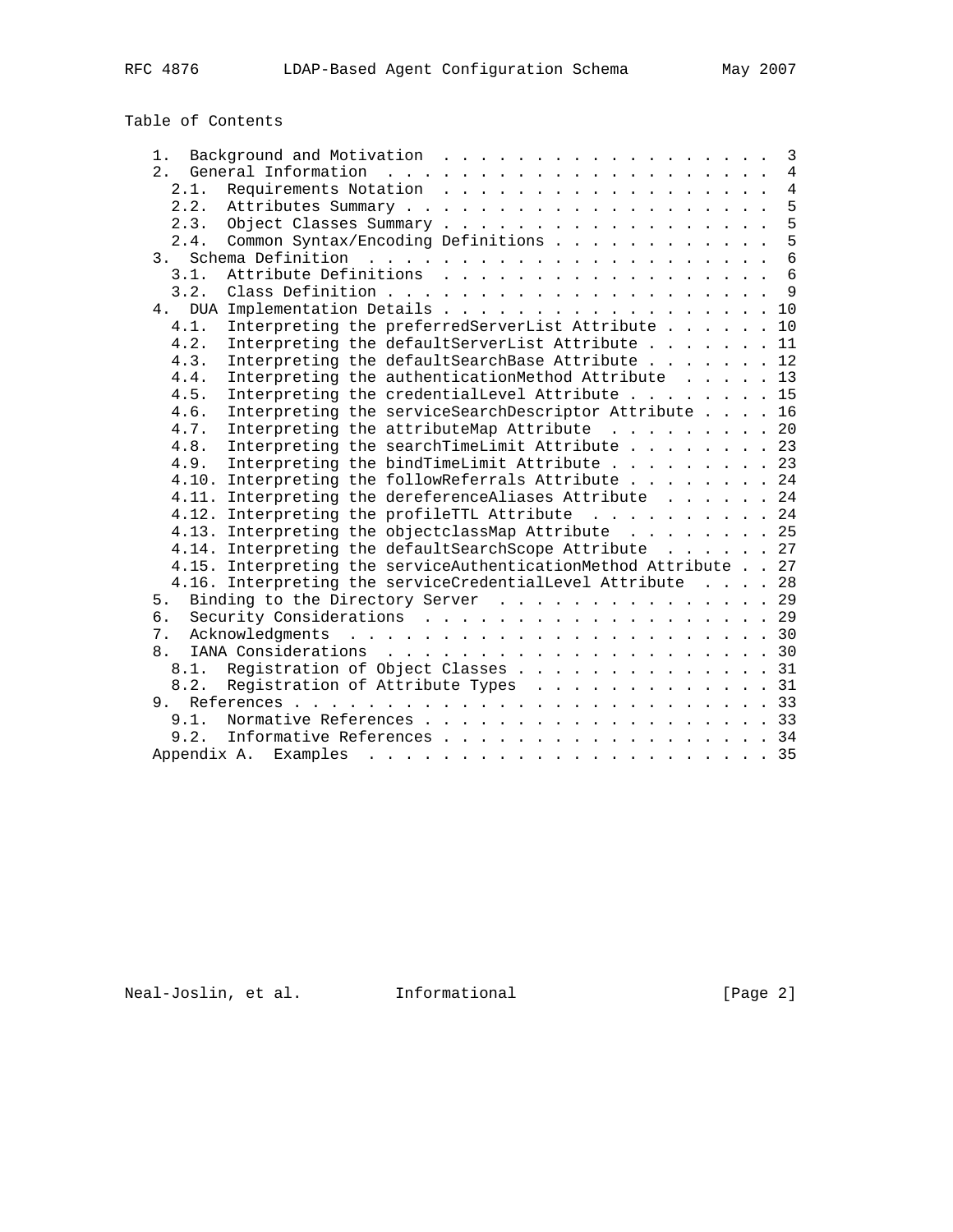Table of Contents

```
   1.  Background and Motivation  . . . . . . . . . . . . . . . . . .  3
   2.  General Information  . . . . . . . . . . . . . . . . . . . . .  4
     2.1.  Requirements Notation  . . . . . . . . . . . . . . . . . .  4
     2.2.  Attributes Summary . . . . . . . . . . . . . . . . . . . .  5
     2.3.  Object Classes Summary . . . . . . . . . . . . . . . . . .  5
     2.4.  Common Syntax/Encoding Definitions . . . . . . . . . . . .  5
   3.  Schema Definition  . . . . . . . . . . . . . . . . . . . . . .  6
     3.1.  Attribute Definitions  . . . . . . . . . . . . . . . . . .  6
     3.2.  Class Definition . . . . . . . . . . . . . . . . . . . . .  9
   4.  DUA Implementation Details . . . . . . . . . . . . . . . . . . 10
     4.1.  Interpreting the preferredServerList Attribute . . . . . . 10
     4.2.  Interpreting the defaultServerList Attribute . . . . . . . 11
     4.3.  Interpreting the defaultSearchBase Attribute . . . . . . . 12
     4.4.  Interpreting the authenticationMethod Attribute  . . . . . 13
     4.5.  Interpreting the credentialLevel Attribute . . . . . . . . 15
     4.6.  Interpreting the serviceSearchDescriptor Attribute . . . . 16
     4.7.  Interpreting the attributeMap Attribute  . . . . . . . . . 20
     4.8.  Interpreting the searchTimeLimit Attribute . . . . . . . . 23
     4.9.  Interpreting the bindTimeLimit Attribute . . . . . . . . . 23
     4.10. Interpreting the followReferrals Attribute . . . . . . . . 24
     4.11. Interpreting the dereferenceAliases Attribute  . . . . . . 24
     4.12. Interpreting the profileTTL Attribute  . . . . . . . . . . 24
     4.13. Interpreting the objectclassMap Attribute  . . . . . . . . 25
     4.14. Interpreting the defaultSearchScope Attribute  . . . . . . 27
     4.15. Interpreting the serviceAuthenticationMethod Attribute . . 27
     4.16. Interpreting the serviceCredentialLevel Attribute  . . . . 28
   5.  Binding to the Directory Server  . . . . . . . . . . . . . . . 29
   6.  Security Considerations  . . . . . . . . . . . . . . . . . . . 29
   7.  Acknowledgments  . . . . . . . . . . . . . . . . . . . . . . . 30
   8.  IANA Considerations  . . . . . . . . . . . . . . . . . . . . . 30
     8.1.  Registration of Object Classes . . . . . . . . . . . . . . 31
     8.2.  Registration of Attribute Types  . . . . . . . . . . . . . 31
   9.  References . . . . . . . . . . . . . . . . . . . . . . . . . . 33
     9.1.  Normative References . . . . . . . . . . . . . . . . . . . 33
     9.2.  Informative References . . . . . . . . . . . . . . . . . . 34
   Appendix A.  Examples  . . . . . . . . . . . . . . . . . . . . . . 35
```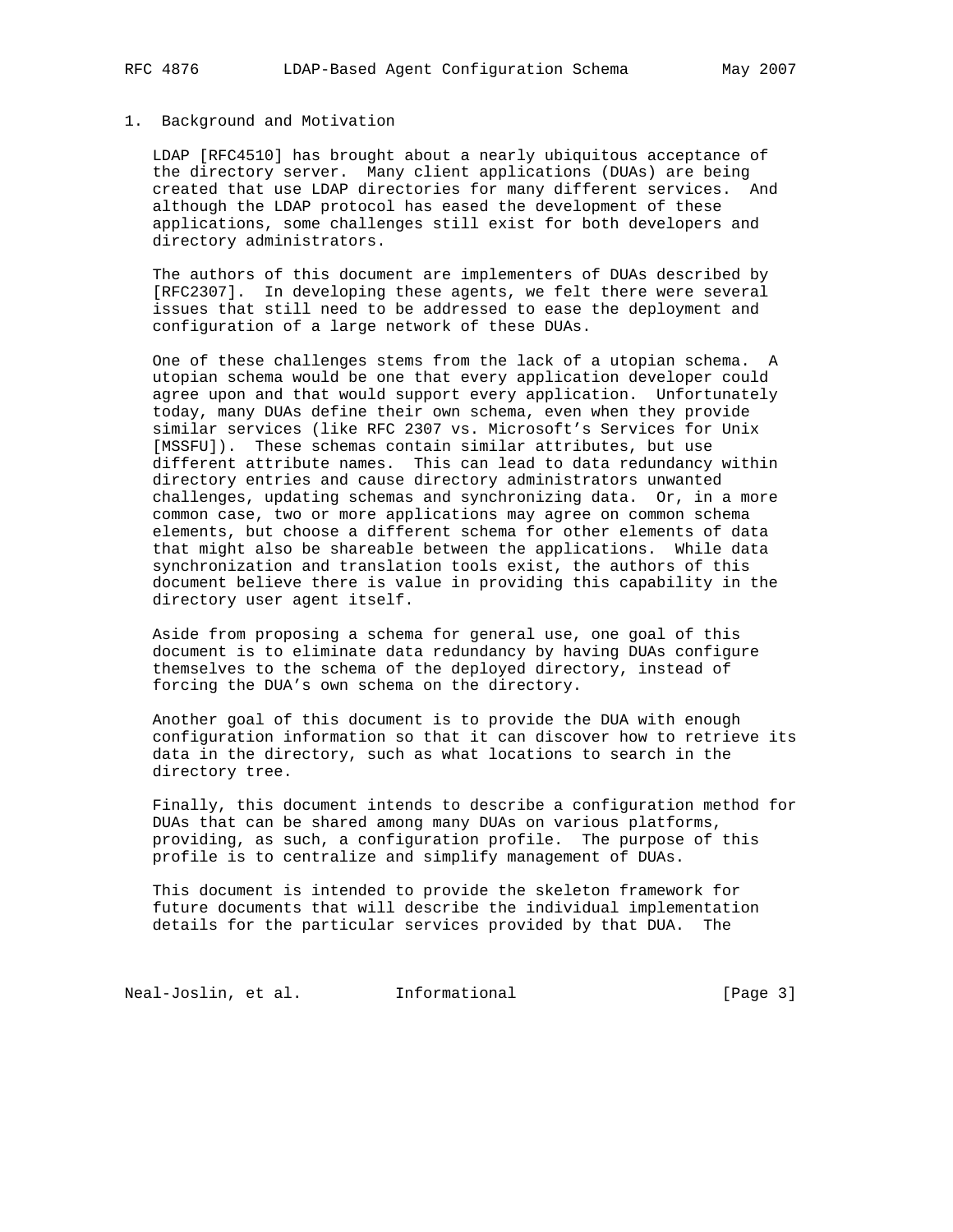## 1. Background and Motivation

LDAP [RFC4510] has brought about a nearly ubiquitous acceptance of the directory server. Many client applications (DUAs) are being created that use LDAP directories for many different services. And although the LDAP protocol has eased the development of these applications, some challenges still exist for both developers and directory administrators.

The authors of this document are implementers of DUAs described by [RFC2307]. In developing these agents, we felt there were several issues that still need to be addressed to ease the deployment and configuration of a large network of these DUAs.

One of these challenges stems from the lack of a utopian schema. A utopian schema would be one that every application developer could agree upon and that would support every application. Unfortunately today, many DUAs define their own schema, even when they provide similar services (like RFC 2307 vs. Microsoft's Services for Unix [MSSFU]). These schemas contain similar attributes, but use different attribute names. This can lead to data redundancy within directory entries and cause directory administrators unwanted challenges, updating schemas and synchronizing data. Or, in a more common case, two or more applications may agree on common schema elements, but choose a different schema for other elements of data that might also be shareable between the applications. While data synchronization and translation tools exist, the authors of this document believe there is value in providing this capability in the directory user agent itself.

Aside from proposing a schema for general use, one goal of this document is to eliminate data redundancy by having DUAs configure themselves to the schema of the deployed directory, instead of forcing the DUA's own schema on the directory.

Another goal of this document is to provide the DUA with enough configuration information so that it can discover how to retrieve its data in the directory, such as what locations to search in the directory tree.

Finally, this document intends to describe a configuration method for DUAs that can be shared among many DUAs on various platforms, providing, as such, a configuration profile. The purpose of this profile is to centralize and simplify management of DUAs.

This document is intended to provide the skeleton framework for future documents that will describe the individual implementation details for the particular services provided by that DUA. The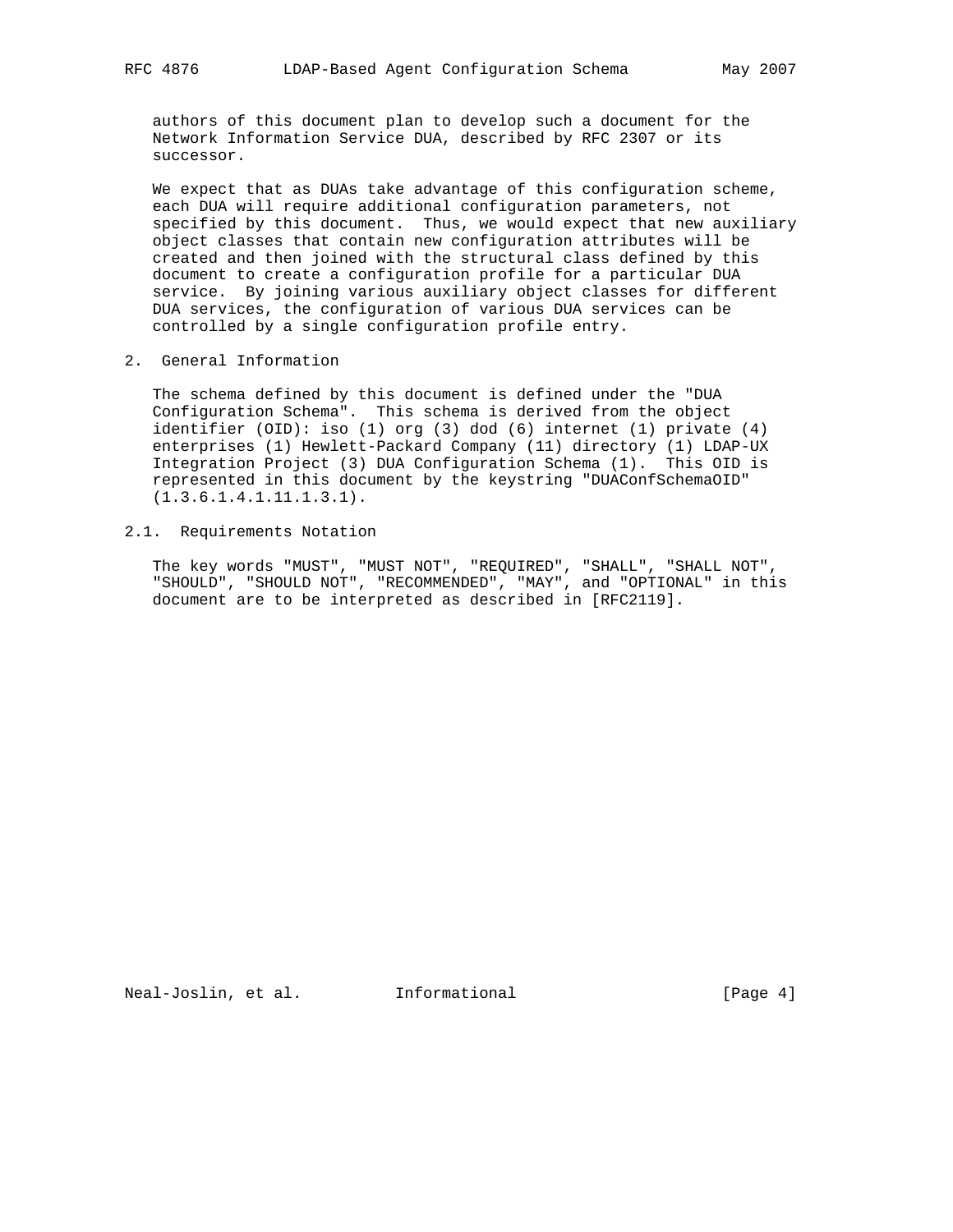authors of this document plan to develop such a document for the Network Information Service DUA, described by RFC 2307 or its successor.

We expect that as DUAs take advantage of this configuration scheme, each DUA will require additional configuration parameters, not specified by this document. Thus, we would expect that new auxiliary object classes that contain new configuration attributes will be created and then joined with the structural class defined by this document to create a configuration profile for a particular DUA service. By joining various auxiliary object classes for different DUA services, the configuration of various DUA services can be controlled by a single configuration profile entry.

## 2. General Information

The schema defined by this document is defined under the "DUA Configuration Schema". This schema is derived from the object identifier (OID): iso (1) org (3) dod (6) internet (1) private (4) enterprises (1) Hewlett-Packard Company (11) directory (1) LDAP-UX Integration Project (3) DUA Configuration Schema (1). This OID is represented in this document by the keystring "DUAConfSchemaOID" (1.3.6.1.4.1.11.1.3.1).

### 2.1. Requirements Notation

The key words "MUST", "MUST NOT", "REQUIRED", "SHALL", "SHALL NOT", "SHOULD", "SHOULD NOT", "RECOMMENDED", "MAY", and "OPTIONAL" in this document are to be interpreted as described in [RFC2119].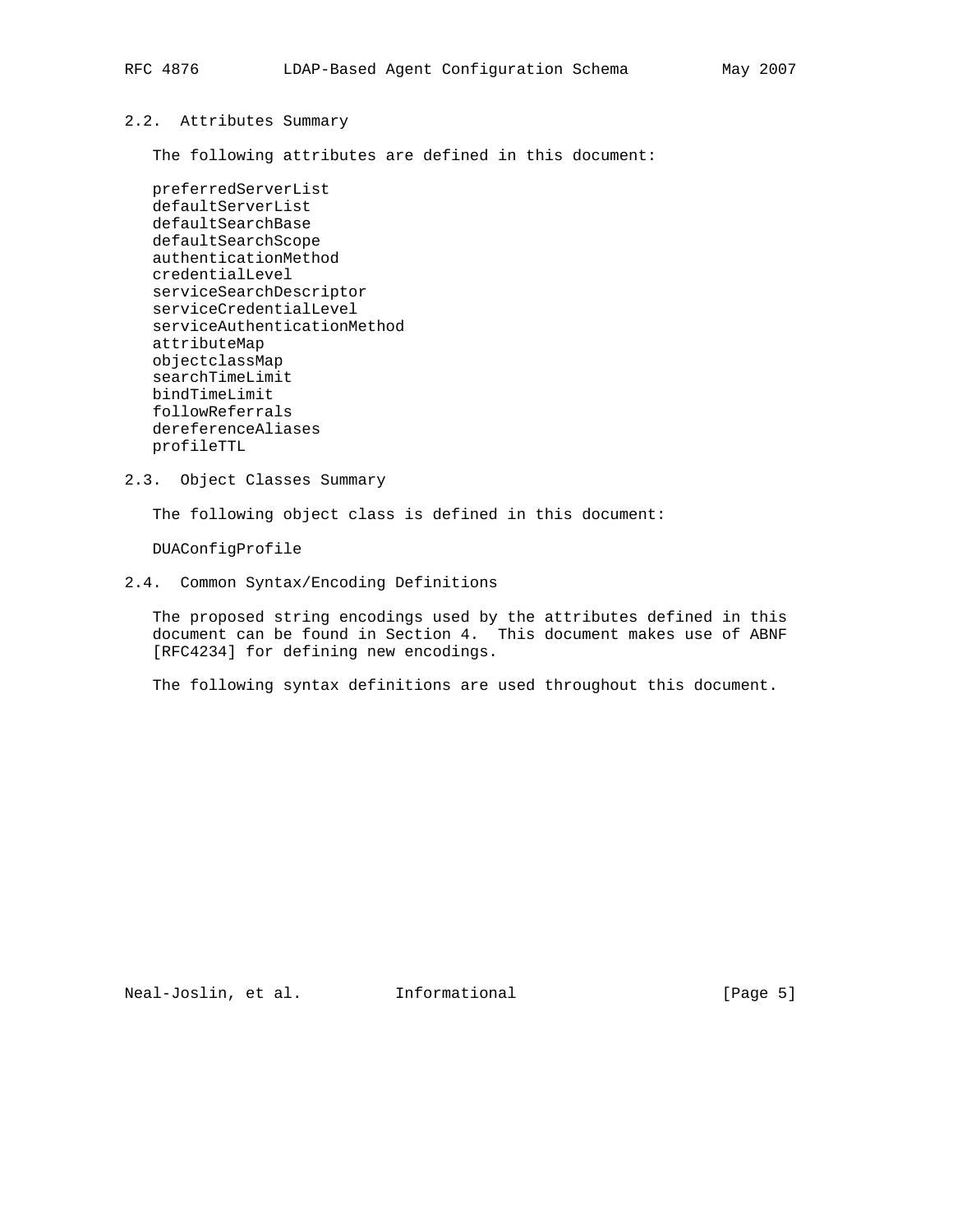## 2.2. Attributes Summary

The following attributes are defined in this document:

preferredServerList
defaultServerList
defaultSearchBase
defaultSearchScope
authenticationMethod
credentialLevel
serviceSearchDescriptor
serviceCredentialLevel
serviceAuthenticationMethod
attributeMap
objectclassMap
searchTimeLimit
bindTimeLimit
followReferrals
dereferenceAliases
profileTTL

## 2.3. Object Classes Summary

The following object class is defined in this document:

DUAConfigProfile

## 2.4. Common Syntax/Encoding Definitions

The proposed string encodings used by the attributes defined in this document can be found in Section 4. This document makes use of ABNF [RFC4234] for defining new encodings.

The following syntax definitions are used throughout this document.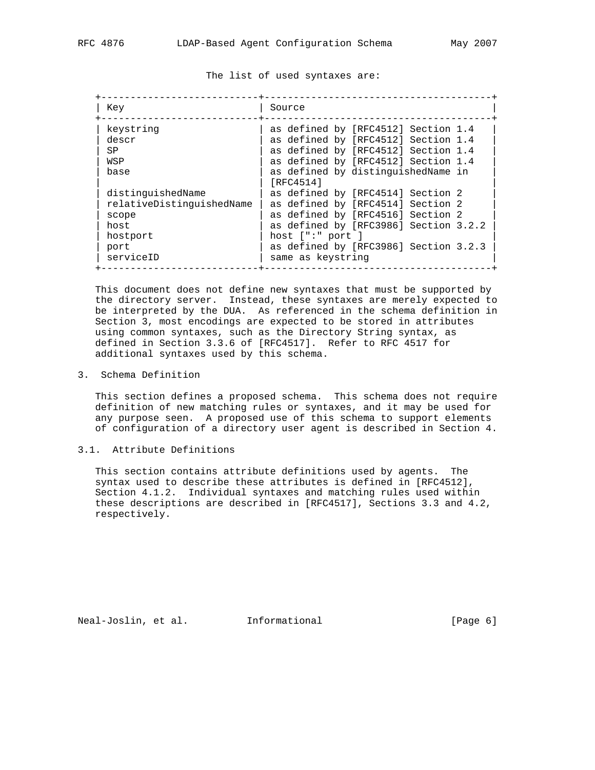The list of used syntaxes are:

| Key | Source |
|---|---|
| keystring | as defined by [RFC4512] Section 1.4 |
| descr | as defined by [RFC4512] Section 1.4 |
| SP | as defined by [RFC4512] Section 1.4 |
| WSP | as defined by [RFC4512] Section 1.4 |
| base | as defined by distinguishedName in [RFC4514] |
| distinguishedName | as defined by [RFC4514] Section 2 |
| relativeDistinguishedName | as defined by [RFC4514] Section 2 |
| scope | as defined by [RFC4516] Section 2 |
| host | as defined by [RFC3986] Section 3.2.2 |
| hostport | host [":" port ] |
| port | as defined by [RFC3986] Section 3.2.3 |
| serviceID | same as keystring |

This document does not define new syntaxes that must be supported by the directory server. Instead, these syntaxes are merely expected to be interpreted by the DUA. As referenced in the schema definition in Section 3, most encodings are expected to be stored in attributes using common syntaxes, such as the Directory String syntax, as defined in Section 3.3.6 of [RFC4517]. Refer to RFC 4517 for additional syntaxes used by this schema.

## 3. Schema Definition

This section defines a proposed schema. This schema does not require definition of new matching rules or syntaxes, and it may be used for any purpose seen. A proposed use of this schema to support elements of configuration of a directory user agent is described in Section 4.

### 3.1. Attribute Definitions

This section contains attribute definitions used by agents. The syntax used to describe these attributes is defined in [RFC4512], Section 4.1.2. Individual syntaxes and matching rules used within these descriptions are described in [RFC4517], Sections 3.3 and 4.2, respectively.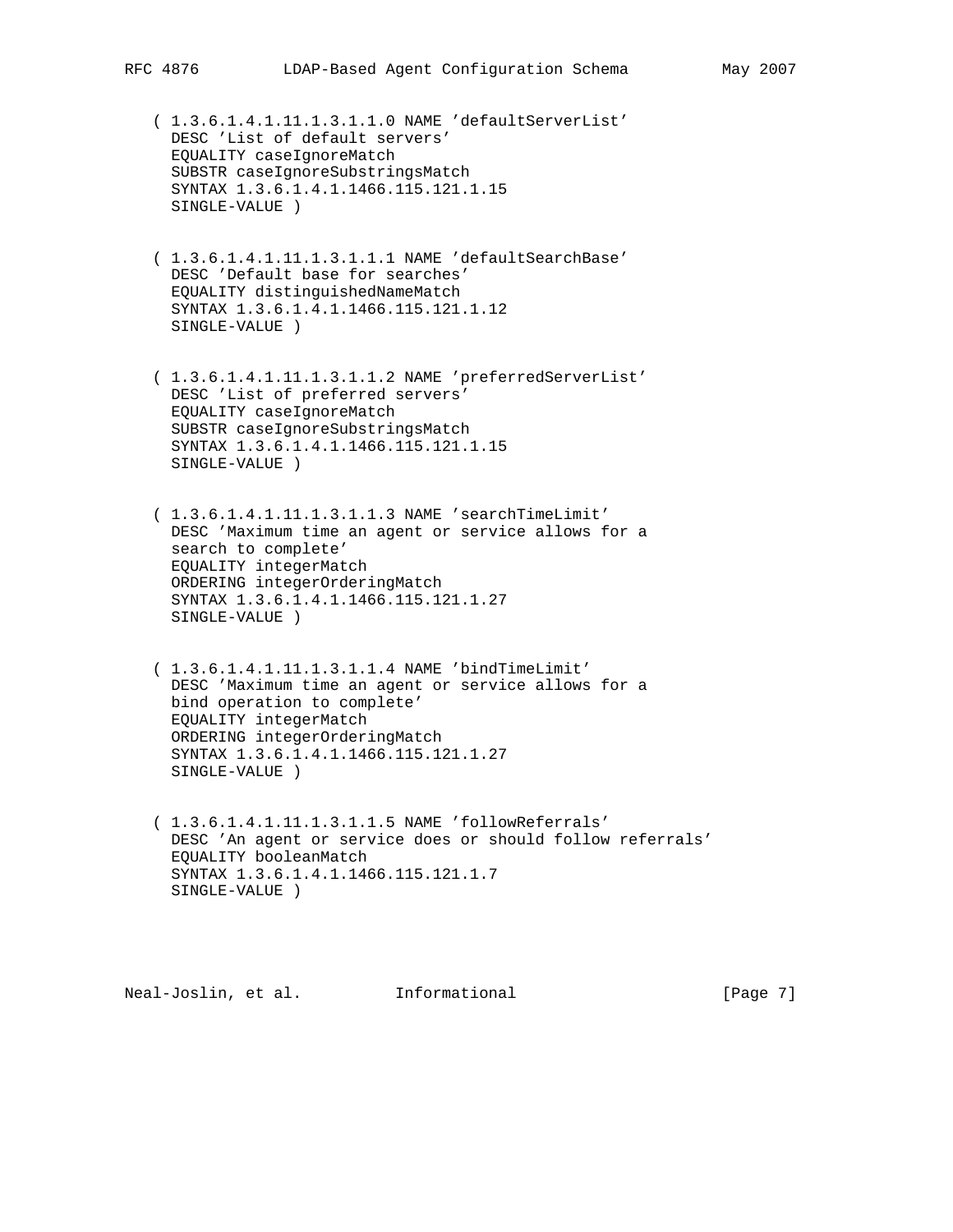```
( 1.3.6.1.4.1.11.1.3.1.1.0 NAME 'defaultServerList'
  DESC 'List of default servers'
  EQUALITY caseIgnoreMatch
  SUBSTR caseIgnoreSubstringsMatch
  SYNTAX 1.3.6.1.4.1.1466.115.121.1.15
  SINGLE-VALUE )

( 1.3.6.1.4.1.11.1.3.1.1.1 NAME 'defaultSearchBase'
  DESC 'Default base for searches'
  EQUALITY distinguishedNameMatch
  SYNTAX 1.3.6.1.4.1.1466.115.121.1.12
  SINGLE-VALUE )

( 1.3.6.1.4.1.11.1.3.1.1.2 NAME 'preferredServerList'
  DESC 'List of preferred servers'
  EQUALITY caseIgnoreMatch
  SUBSTR caseIgnoreSubstringsMatch
  SYNTAX 1.3.6.1.4.1.1466.115.121.1.15
  SINGLE-VALUE )

( 1.3.6.1.4.1.11.1.3.1.1.3 NAME 'searchTimeLimit'
  DESC 'Maximum time an agent or service allows for a
  search to complete'
  EQUALITY integerMatch
  ORDERING integerOrderingMatch
  SYNTAX 1.3.6.1.4.1.1466.115.121.1.27
  SINGLE-VALUE )

( 1.3.6.1.4.1.11.1.3.1.1.4 NAME 'bindTimeLimit'
  DESC 'Maximum time an agent or service allows for a
  bind operation to complete'
  EQUALITY integerMatch
  ORDERING integerOrderingMatch
  SYNTAX 1.3.6.1.4.1.1466.115.121.1.27
  SINGLE-VALUE )

( 1.3.6.1.4.1.11.1.3.1.1.5 NAME 'followReferrals'
  DESC 'An agent or service does or should follow referrals'
  EQUALITY booleanMatch
  SYNTAX 1.3.6.1.4.1.1466.115.121.1.7
  SINGLE-VALUE )
```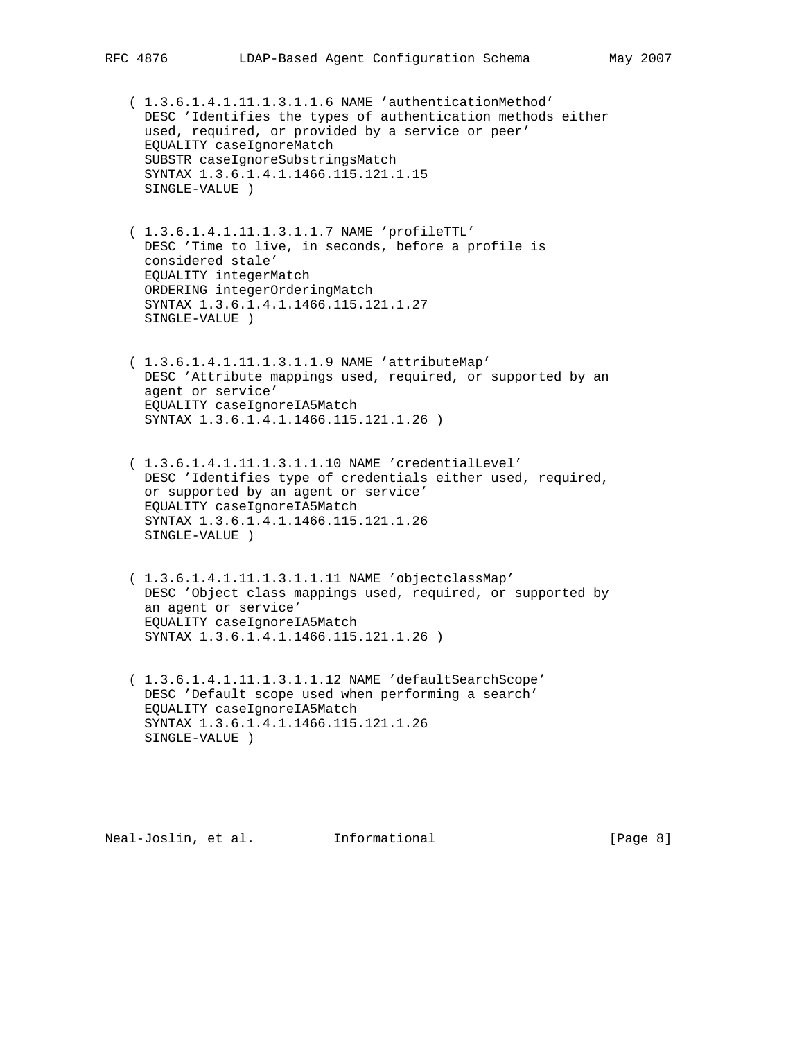```
( 1.3.6.1.4.1.11.1.3.1.1.6 NAME 'authenticationMethod'
  DESC 'Identifies the types of authentication methods either
  used, required, or provided by a service or peer'
  EQUALITY caseIgnoreMatch
  SUBSTR caseIgnoreSubstringsMatch
  SYNTAX 1.3.6.1.4.1.1466.115.121.1.15
  SINGLE-VALUE )

( 1.3.6.1.4.1.11.1.3.1.1.7 NAME 'profileTTL'
  DESC 'Time to live, in seconds, before a profile is
  considered stale'
  EQUALITY integerMatch
  ORDERING integerOrderingMatch
  SYNTAX 1.3.6.1.4.1.1466.115.121.1.27
  SINGLE-VALUE )

( 1.3.6.1.4.1.11.1.3.1.1.9 NAME 'attributeMap'
  DESC 'Attribute mappings used, required, or supported by an
  agent or service'
  EQUALITY caseIgnoreIA5Match
  SYNTAX 1.3.6.1.4.1.1466.115.121.1.26 )

( 1.3.6.1.4.1.11.1.3.1.1.10 NAME 'credentialLevel'
  DESC 'Identifies type of credentials either used, required,
  or supported by an agent or service'
  EQUALITY caseIgnoreIA5Match
  SYNTAX 1.3.6.1.4.1.1466.115.121.1.26
  SINGLE-VALUE )

( 1.3.6.1.4.1.11.1.3.1.1.11 NAME 'objectclassMap'
  DESC 'Object class mappings used, required, or supported by
  an agent or service'
  EQUALITY caseIgnoreIA5Match
  SYNTAX 1.3.6.1.4.1.1466.115.121.1.26 )

( 1.3.6.1.4.1.11.1.3.1.1.12 NAME 'defaultSearchScope'
  DESC 'Default scope used when performing a search'
  EQUALITY caseIgnoreIA5Match
  SYNTAX 1.3.6.1.4.1.1466.115.121.1.26
  SINGLE-VALUE )
```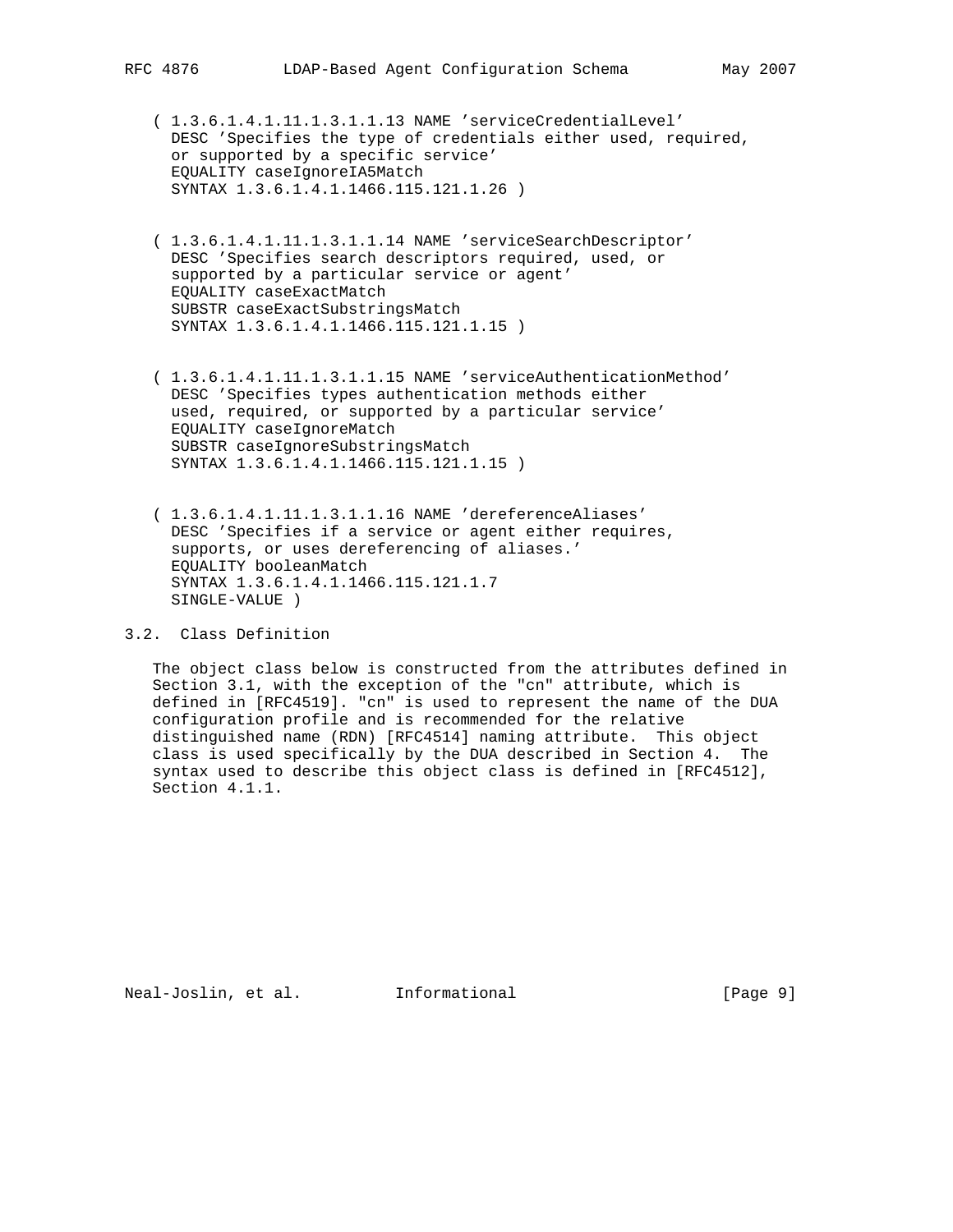```
( 1.3.6.1.4.1.11.1.3.1.1.13 NAME 'serviceCredentialLevel'
  DESC 'Specifies the type of credentials either used, required,
  or supported by a specific service'
  EQUALITY caseIgnoreIA5Match
  SYNTAX 1.3.6.1.4.1.1466.115.121.1.26 )

( 1.3.6.1.4.1.11.1.3.1.1.14 NAME 'serviceSearchDescriptor'
  DESC 'Specifies search descriptors required, used, or
  supported by a particular service or agent'
  EQUALITY caseExactMatch
  SUBSTR caseExactSubstringsMatch
  SYNTAX 1.3.6.1.4.1.1466.115.121.1.15 )

( 1.3.6.1.4.1.11.1.3.1.1.15 NAME 'serviceAuthenticationMethod'
  DESC 'Specifies types authentication methods either
  used, required, or supported by a particular service'
  EQUALITY caseIgnoreMatch
  SUBSTR caseIgnoreSubstringsMatch
  SYNTAX 1.3.6.1.4.1.1466.115.121.1.15 )

( 1.3.6.1.4.1.11.1.3.1.1.16 NAME 'dereferenceAliases'
  DESC 'Specifies if a service or agent either requires,
  supports, or uses dereferencing of aliases.'
  EQUALITY booleanMatch
  SYNTAX 1.3.6.1.4.1.1466.115.121.1.7
  SINGLE-VALUE )
```

### 3.2. Class Definition

The object class below is constructed from the attributes defined in Section 3.1, with the exception of the "cn" attribute, which is defined in [RFC4519]. "cn" is used to represent the name of the DUA configuration profile and is recommended for the relative distinguished name (RDN) [RFC4514] naming attribute. This object class is used specifically by the DUA described in Section 4. The syntax used to describe this object class is defined in [RFC4512], Section 4.1.1.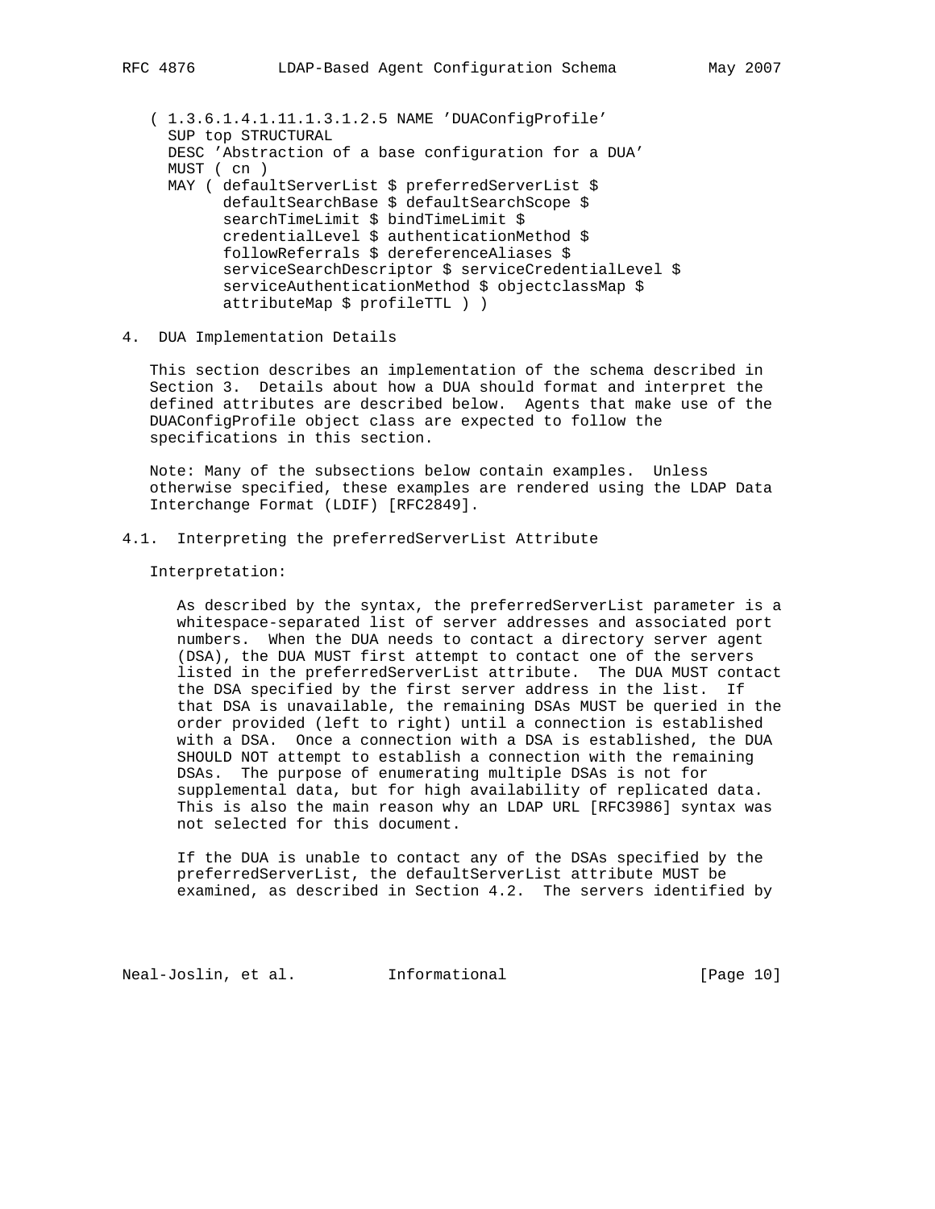```
( 1.3.6.1.4.1.11.1.3.1.2.5 NAME 'DUAConfigProfile'
  SUP top STRUCTURAL
  DESC 'Abstraction of a base configuration for a DUA'
  MUST ( cn )
  MAY ( defaultServerList $ preferredServerList $
        defaultSearchBase $ defaultSearchScope $
        searchTimeLimit $ bindTimeLimit $
        credentialLevel $ authenticationMethod $
        followReferrals $ dereferenceAliases $
        serviceSearchDescriptor $ serviceCredentialLevel $
        serviceAuthenticationMethod $ objectclassMap $
        attributeMap $ profileTTL ) )
```

## 4. DUA Implementation Details

This section describes an implementation of the schema described in Section 3. Details about how a DUA should format and interpret the defined attributes are described below. Agents that make use of the DUAConfigProfile object class are expected to follow the specifications in this section.

Note: Many of the subsections below contain examples. Unless otherwise specified, these examples are rendered using the LDAP Data Interchange Format (LDIF) [RFC2849].

### 4.1. Interpreting the preferredServerList Attribute

Interpretation:

As described by the syntax, the preferredServerList parameter is a whitespace-separated list of server addresses and associated port numbers. When the DUA needs to contact a directory server agent (DSA), the DUA MUST first attempt to contact one of the servers listed in the preferredServerList attribute. The DUA MUST contact the DSA specified by the first server address in the list. If that DSA is unavailable, the remaining DSAs MUST be queried in the order provided (left to right) until a connection is established with a DSA. Once a connection with a DSA is established, the DUA SHOULD NOT attempt to establish a connection with the remaining DSAs. The purpose of enumerating multiple DSAs is not for supplemental data, but for high availability of replicated data. This is also the main reason why an LDAP URL [RFC3986] syntax was not selected for this document.

If the DUA is unable to contact any of the DSAs specified by the preferredServerList, the defaultServerList attribute MUST be examined, as described in Section 4.2. The servers identified by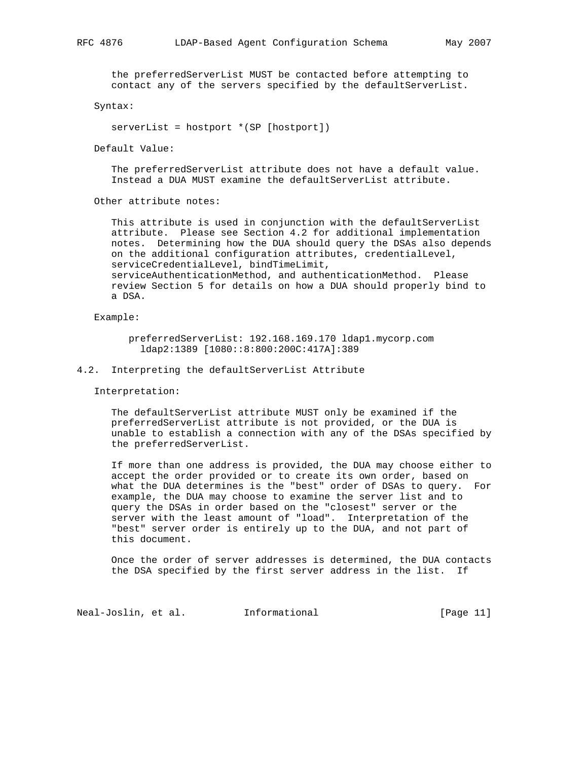the preferredServerList MUST be contacted before attempting to contact any of the servers specified by the defaultServerList.

Syntax:

```
serverList = hostport *(SP [hostport])
```

Default Value:

The preferredServerList attribute does not have a default value. Instead a DUA MUST examine the defaultServerList attribute.

Other attribute notes:

This attribute is used in conjunction with the defaultServerList attribute. Please see Section 4.2 for additional implementation notes. Determining how the DUA should query the DSAs also depends on the additional configuration attributes, credentialLevel, serviceCredentialLevel, bindTimeLimit, serviceAuthenticationMethod, and authenticationMethod. Please review Section 5 for details on how a DUA should properly bind to a DSA.

Example:

```
preferredServerList: 192.168.169.170 ldap1.mycorp.com
  ldap2:1389 [1080::8:800:200C:417A]:389
```

## 4.2. Interpreting the defaultServerList Attribute

Interpretation:

The defaultServerList attribute MUST only be examined if the preferredServerList attribute is not provided, or the DUA is unable to establish a connection with any of the DSAs specified by the preferredServerList.

If more than one address is provided, the DUA may choose either to accept the order provided or to create its own order, based on what the DUA determines is the "best" order of DSAs to query. For example, the DUA may choose to examine the server list and to query the DSAs in order based on the "closest" server or the server with the least amount of "load". Interpretation of the "best" server order is entirely up to the DUA, and not part of this document.

Once the order of server addresses is determined, the DUA contacts the DSA specified by the first server address in the list. If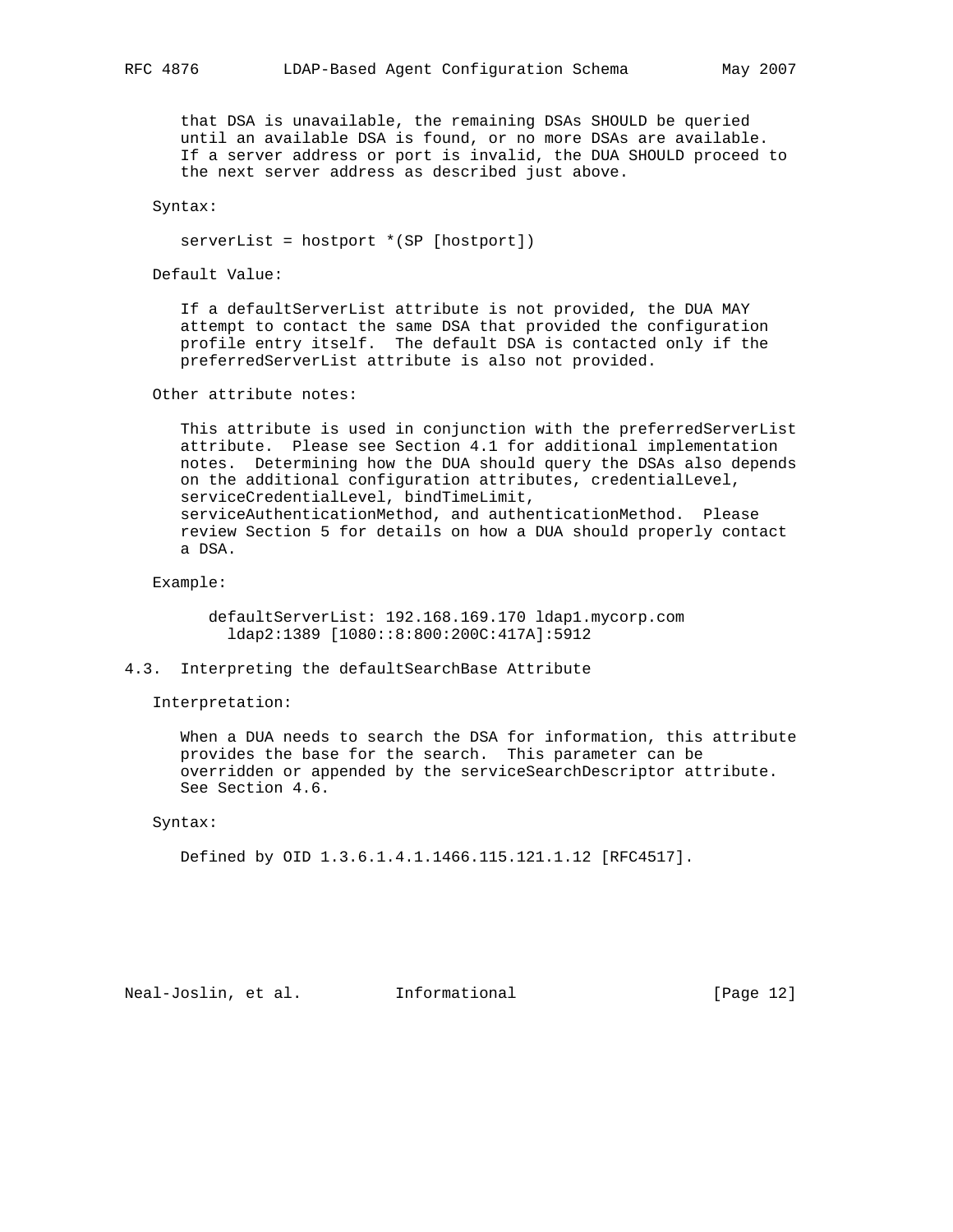that DSA is unavailable, the remaining DSAs SHOULD be queried until an available DSA is found, or no more DSAs are available. If a server address or port is invalid, the DUA SHOULD proceed to the next server address as described just above.

Syntax:

```
serverList = hostport *(SP [hostport])
```

Default Value:

If a defaultServerList attribute is not provided, the DUA MAY attempt to contact the same DSA that provided the configuration profile entry itself. The default DSA is contacted only if the preferredServerList attribute is also not provided.

Other attribute notes:

This attribute is used in conjunction with the preferredServerList attribute. Please see Section 4.1 for additional implementation notes. Determining how the DUA should query the DSAs also depends on the additional configuration attributes, credentialLevel, serviceCredentialLevel, bindTimeLimit, serviceAuthenticationMethod, and authenticationMethod. Please review Section 5 for details on how a DUA should properly contact a DSA.

Example:

```
defaultServerList: 192.168.169.170 ldap1.mycorp.com
  ldap2:1389 [1080::8:800:200C:417A]:5912
```

## 4.3. Interpreting the defaultSearchBase Attribute

Interpretation:

When a DUA needs to search the DSA for information, this attribute provides the base for the search. This parameter can be overridden or appended by the serviceSearchDescriptor attribute. See Section 4.6.

Syntax:

Defined by OID 1.3.6.1.4.1.1466.115.121.1.12 [RFC4517].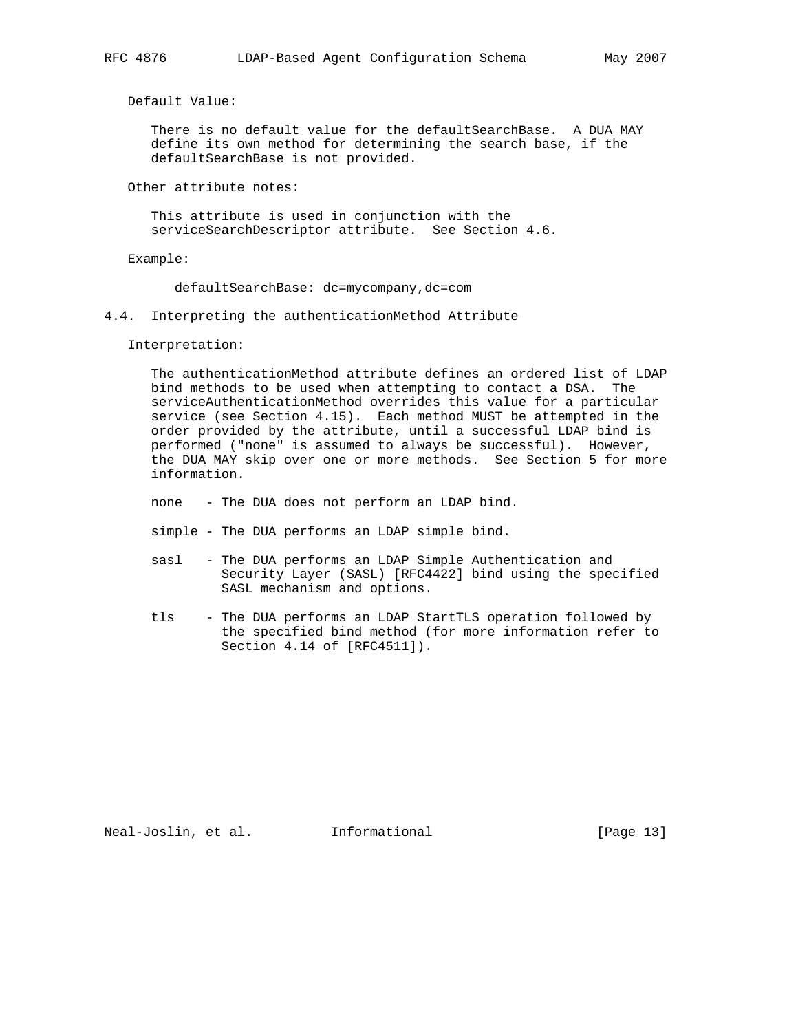Default Value:

There is no default value for the defaultSearchBase. A DUA MAY define its own method for determining the search base, if the defaultSearchBase is not provided.

Other attribute notes:

This attribute is used in conjunction with the serviceSearchDescriptor attribute. See Section 4.6.

Example:

```
defaultSearchBase: dc=mycompany,dc=com
```

### 4.4. Interpreting the authenticationMethod Attribute

Interpretation:

The authenticationMethod attribute defines an ordered list of LDAP bind methods to be used when attempting to contact a DSA. The serviceAuthenticationMethod overrides this value for a particular service (see Section 4.15). Each method MUST be attempted in the order provided by the attribute, until a successful LDAP bind is performed ("none" is assumed to always be successful). However, the DUA MAY skip over one or more methods. See Section 5 for more information.

- none - The DUA does not perform an LDAP bind.
- simple - The DUA performs an LDAP simple bind.
- sasl - The DUA performs an LDAP Simple Authentication and Security Layer (SASL) [RFC4422] bind using the specified SASL mechanism and options.
- tls - The DUA performs an LDAP StartTLS operation followed by the specified bind method (for more information refer to Section 4.14 of [RFC4511]).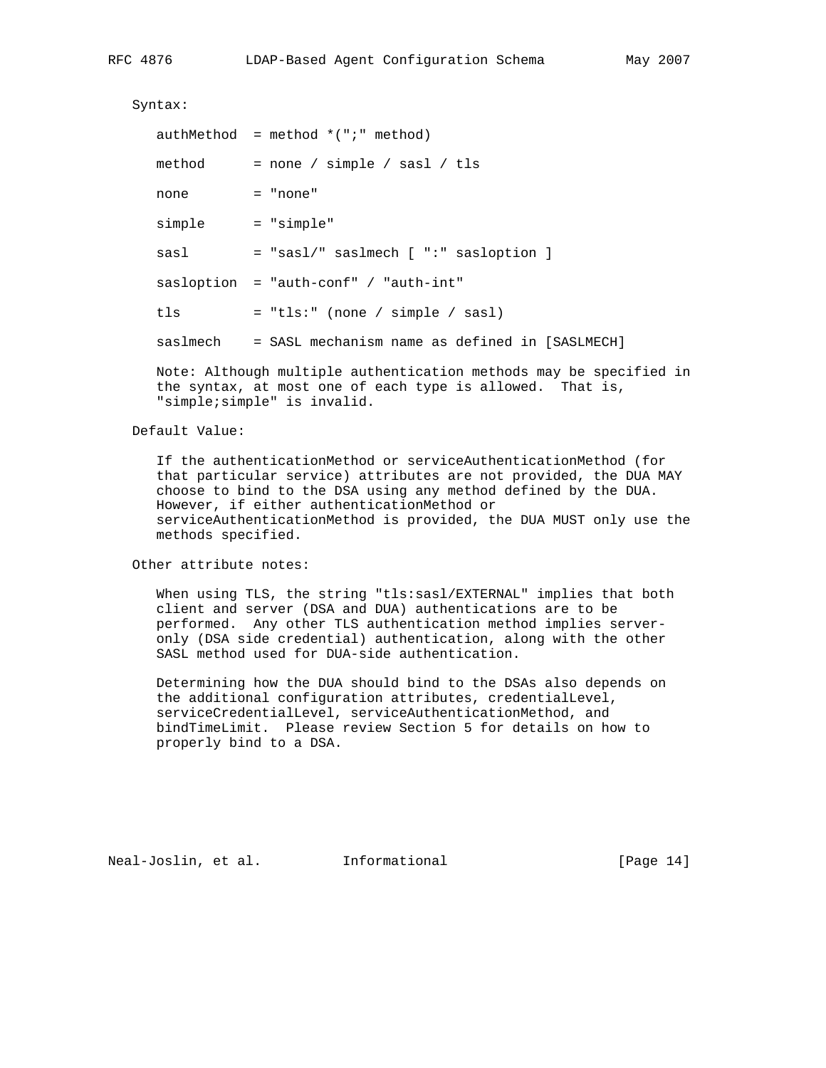Syntax:

```
authMethod  = method *(";" method)

method      = none / simple / sasl / tls

none        = "none"

simple      = "simple"

sasl        = "sasl/" saslmech [ ":" sasloption ]

sasloption  = "auth-conf" / "auth-int"

tls         = "tls:" (none / simple / sasl)

saslmech    = SASL mechanism name as defined in [SASLMECH]
```

Note: Although multiple authentication methods may be specified in the syntax, at most one of each type is allowed. That is, "simple;simple" is invalid.

Default Value:

If the authenticationMethod or serviceAuthenticationMethod (for that particular service) attributes are not provided, the DUA MAY choose to bind to the DSA using any method defined by the DUA. However, if either authenticationMethod or serviceAuthenticationMethod is provided, the DUA MUST only use the methods specified.

Other attribute notes:

When using TLS, the string "tls:sasl/EXTERNAL" implies that both client and server (DSA and DUA) authentications are to be performed. Any other TLS authentication method implies server-only (DSA side credential) authentication, along with the other SASL method used for DUA-side authentication.

Determining how the DUA should bind to the DSAs also depends on the additional configuration attributes, credentialLevel, serviceCredentialLevel, serviceAuthenticationMethod, and bindTimeLimit. Please review Section 5 for details on how to properly bind to a DSA.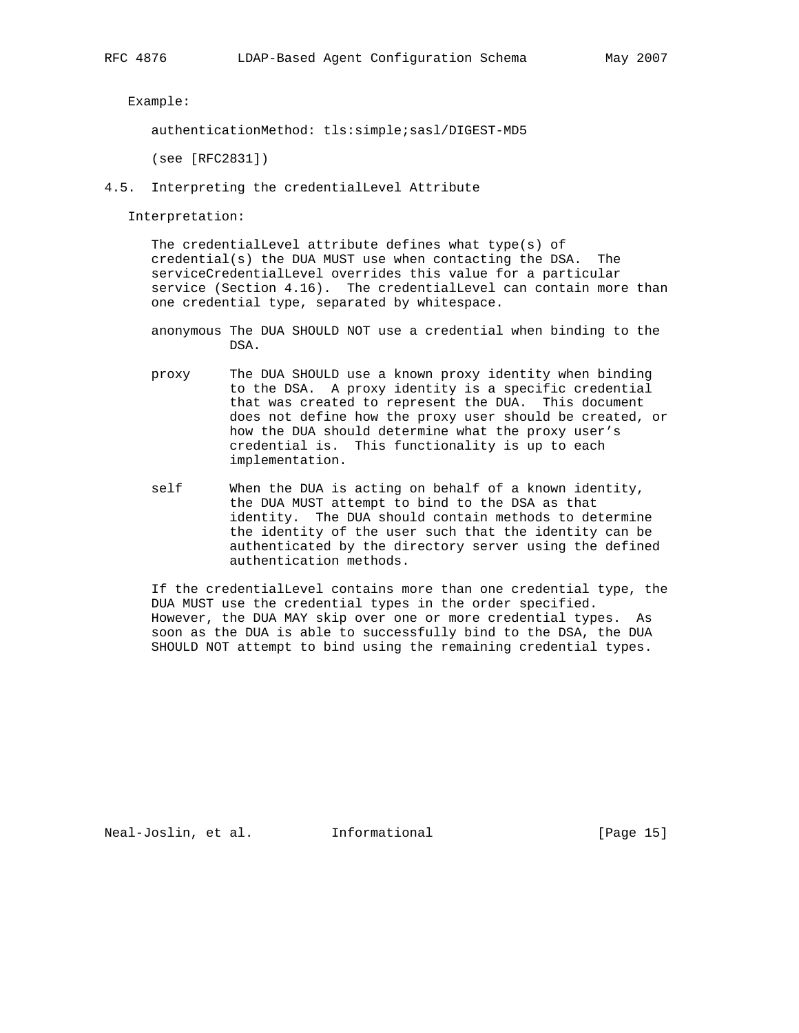Example:

```
authenticationMethod: tls:simple;sasl/DIGEST-MD5
```

(see [RFC2831])

## 4.5. Interpreting the credentialLevel Attribute

Interpretation:

The credentialLevel attribute defines what type(s) of credential(s) the DUA MUST use when contacting the DSA. The serviceCredentialLevel overrides this value for a particular service (Section 4.16). The credentialLevel can contain more than one credential type, separated by whitespace.

- anonymous The DUA SHOULD NOT use a credential when binding to the DSA.

- proxy The DUA SHOULD use a known proxy identity when binding to the DSA. A proxy identity is a specific credential that was created to represent the DUA. This document does not define how the proxy user should be created, or how the DUA should determine what the proxy user's credential is. This functionality is up to each implementation.

- self When the DUA is acting on behalf of a known identity, the DUA MUST attempt to bind to the DSA as that identity. The DUA should contain methods to determine the identity of the user such that the identity can be authenticated by the directory server using the defined authentication methods.

If the credentialLevel contains more than one credential type, the DUA MUST use the credential types in the order specified. However, the DUA MAY skip over one or more credential types. As soon as the DUA is able to successfully bind to the DSA, the DUA SHOULD NOT attempt to bind using the remaining credential types.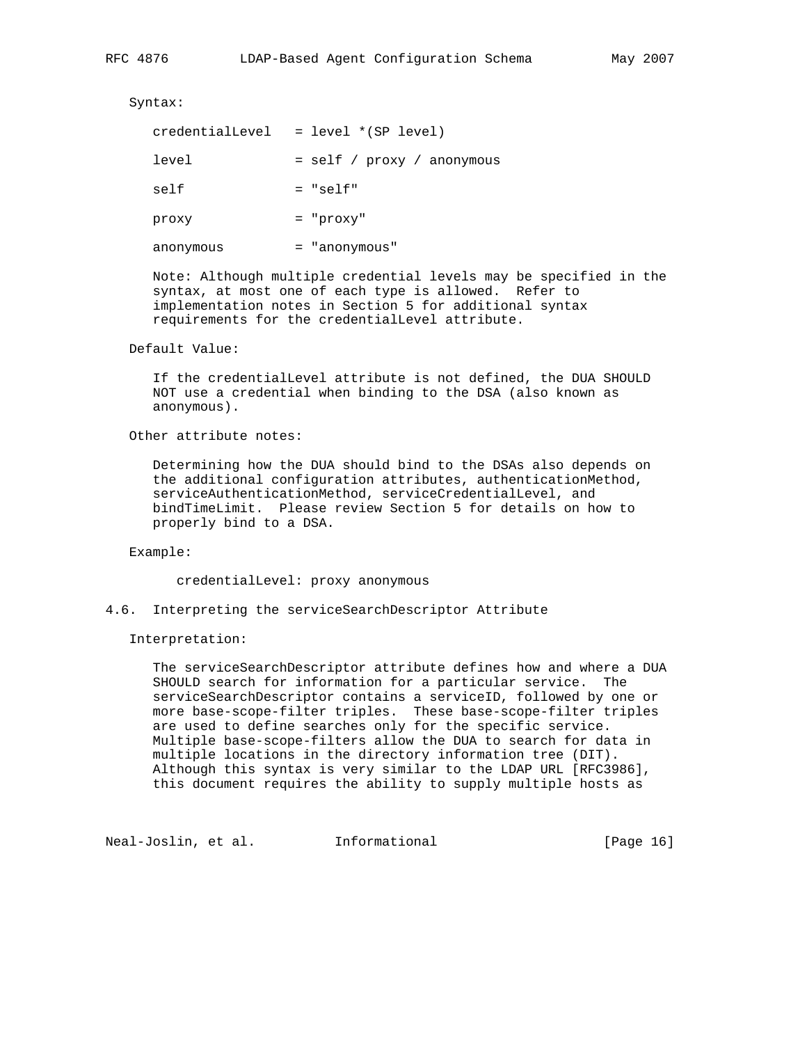Syntax:

```
credentialLevel   = level *(SP level)

level             = self / proxy / anonymous

self              = "self"

proxy             = "proxy"

anonymous         = "anonymous"
```

Note: Although multiple credential levels may be specified in the syntax, at most one of each type is allowed. Refer to implementation notes in Section 5 for additional syntax requirements for the credentialLevel attribute.

Default Value:

If the credentialLevel attribute is not defined, the DUA SHOULD NOT use a credential when binding to the DSA (also known as anonymous).

Other attribute notes:

Determining how the DUA should bind to the DSAs also depends on the additional configuration attributes, authenticationMethod, serviceAuthenticationMethod, serviceCredentialLevel, and bindTimeLimit. Please review Section 5 for details on how to properly bind to a DSA.

Example:

```
credentialLevel: proxy anonymous
```

## 4.6. Interpreting the serviceSearchDescriptor Attribute

Interpretation:

The serviceSearchDescriptor attribute defines how and where a DUA SHOULD search for information for a particular service. The serviceSearchDescriptor contains a serviceID, followed by one or more base-scope-filter triples. These base-scope-filter triples are used to define searches only for the specific service. Multiple base-scope-filters allow the DUA to search for data in multiple locations in the directory information tree (DIT). Although this syntax is very similar to the LDAP URL [RFC3986], this document requires the ability to supply multiple hosts as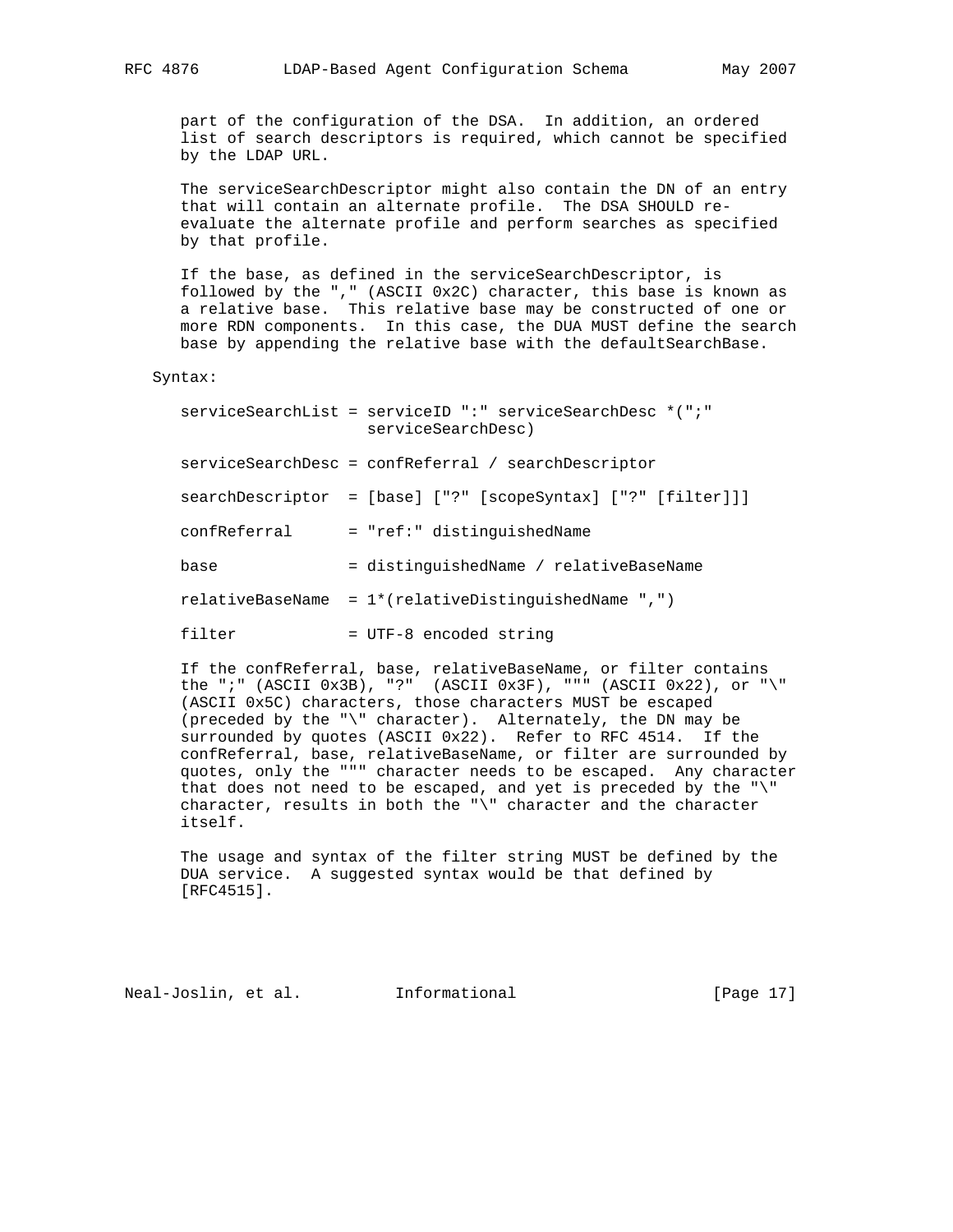part of the configuration of the DSA. In addition, an ordered list of search descriptors is required, which cannot be specified by the LDAP URL.

The serviceSearchDescriptor might also contain the DN of an entry that will contain an alternate profile. The DSA SHOULD re-evaluate the alternate profile and perform searches as specified by that profile.

If the base, as defined in the serviceSearchDescriptor, is followed by the "," (ASCII 0x2C) character, this base is known as a relative base. This relative base may be constructed of one or more RDN components. In this case, the DUA MUST define the search base by appending the relative base with the defaultSearchBase.

Syntax:

```
serviceSearchList = serviceID ":" serviceSearchDesc *(";"
                    serviceSearchDesc)

serviceSearchDesc = confReferral / searchDescriptor

searchDescriptor  = [base] ["?" [scopeSyntax] ["?" [filter]]]

confReferral      = "ref:" distinguishedName

base              = distinguishedName / relativeBaseName

relativeBaseName  = 1*(relativeDistinguishedName ",")

filter            = UTF-8 encoded string
```

If the confReferral, base, relativeBaseName, or filter contains the ";" (ASCII 0x3B), "?" (ASCII 0x3F), """ (ASCII 0x22), or "\" (ASCII 0x5C) characters, those characters MUST be escaped (preceded by the "\" character). Alternately, the DN may be surrounded by quotes (ASCII 0x22). Refer to RFC 4514. If the confReferral, base, relativeBaseName, or filter are surrounded by quotes, only the """ character needs to be escaped. Any character that does not need to be escaped, and yet is preceded by the "\" character, results in both the "\" character and the character itself.

The usage and syntax of the filter string MUST be defined by the DUA service. A suggested syntax would be that defined by [RFC4515].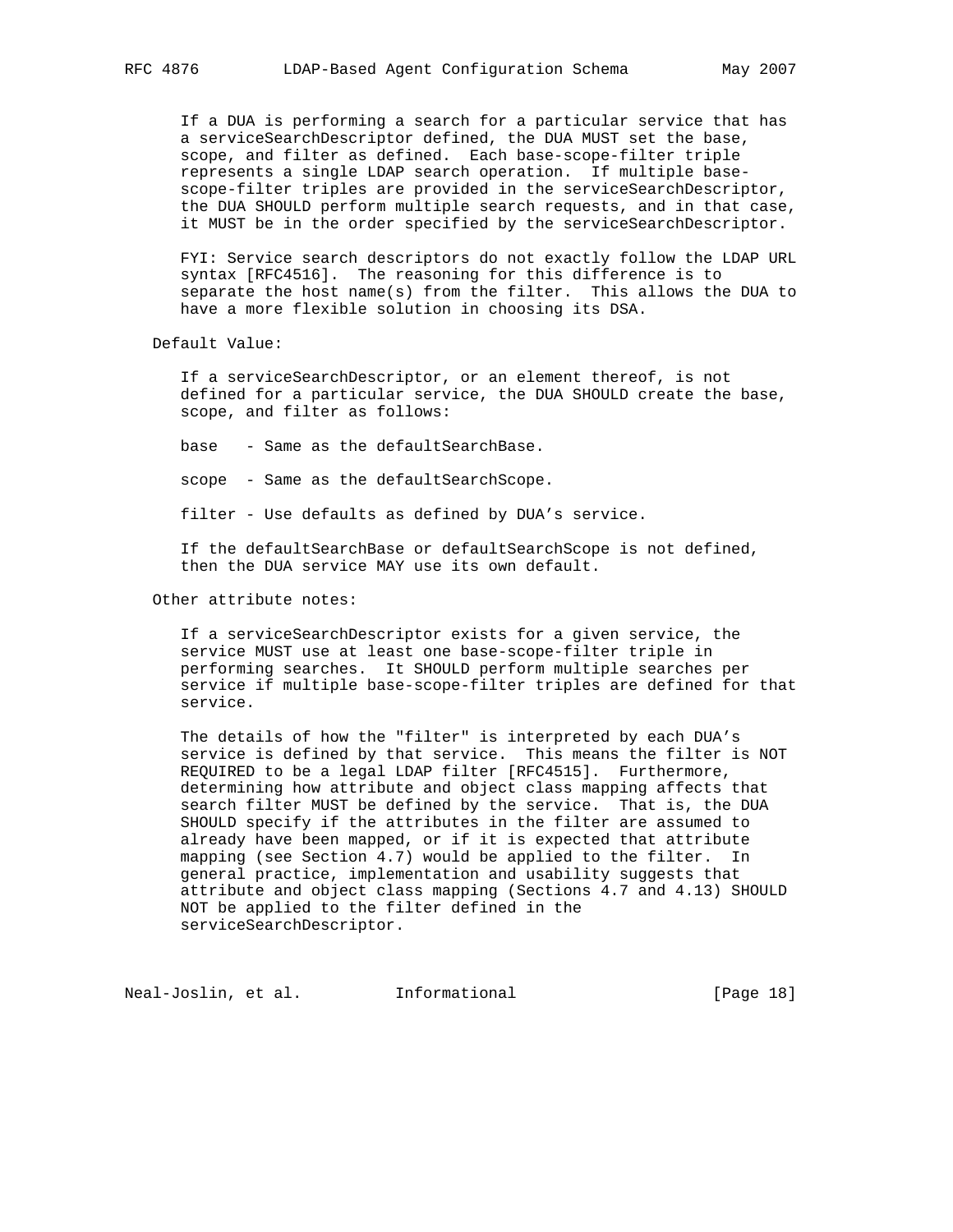If a DUA is performing a search for a particular service that has a serviceSearchDescriptor defined, the DUA MUST set the base, scope, and filter as defined. Each base-scope-filter triple represents a single LDAP search operation. If multiple base-scope-filter triples are provided in the serviceSearchDescriptor, the DUA SHOULD perform multiple search requests, and in that case, it MUST be in the order specified by the serviceSearchDescriptor.

FYI: Service search descriptors do not exactly follow the LDAP URL syntax [RFC4516]. The reasoning for this difference is to separate the host name(s) from the filter. This allows the DUA to have a more flexible solution in choosing its DSA.

Default Value:

If a serviceSearchDescriptor, or an element thereof, is not defined for a particular service, the DUA SHOULD create the base, scope, and filter as follows:

base - Same as the defaultSearchBase.

scope - Same as the defaultSearchScope.

filter - Use defaults as defined by DUA's service.

If the defaultSearchBase or defaultSearchScope is not defined, then the DUA service MAY use its own default.

Other attribute notes:

If a serviceSearchDescriptor exists for a given service, the service MUST use at least one base-scope-filter triple in performing searches. It SHOULD perform multiple searches per service if multiple base-scope-filter triples are defined for that service.

The details of how the "filter" is interpreted by each DUA's service is defined by that service. This means the filter is NOT REQUIRED to be a legal LDAP filter [RFC4515]. Furthermore, determining how attribute and object class mapping affects that search filter MUST be defined by the service. That is, the DUA SHOULD specify if the attributes in the filter are assumed to already have been mapped, or if it is expected that attribute mapping (see Section 4.7) would be applied to the filter. In general practice, implementation and usability suggests that attribute and object class mapping (Sections 4.7 and 4.13) SHOULD NOT be applied to the filter defined in the serviceSearchDescriptor.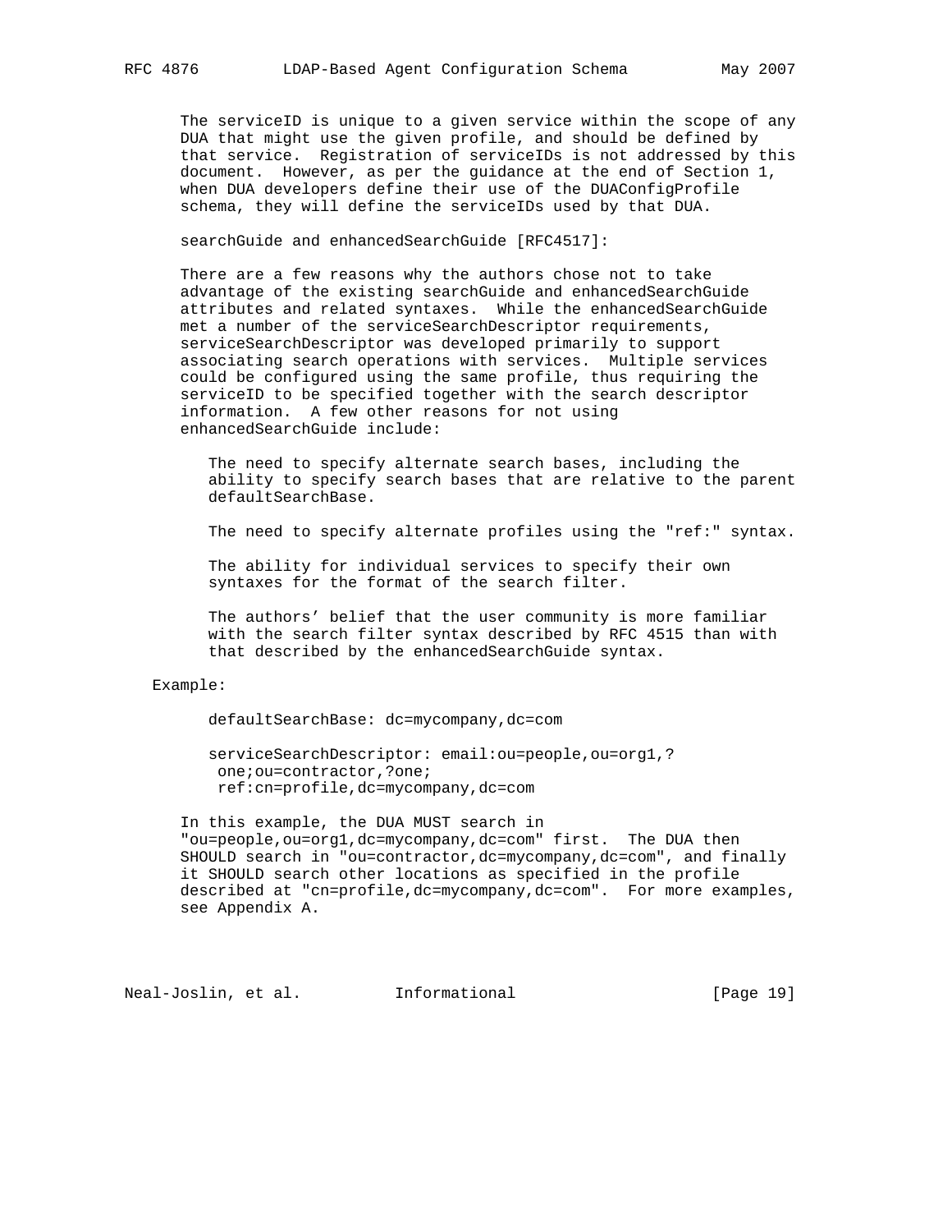The serviceID is unique to a given service within the scope of any DUA that might use the given profile, and should be defined by that service. Registration of serviceIDs is not addressed by this document. However, as per the guidance at the end of Section 1, when DUA developers define their use of the DUAConfigProfile schema, they will define the serviceIDs used by that DUA.

searchGuide and enhancedSearchGuide [RFC4517]:

There are a few reasons why the authors chose not to take advantage of the existing searchGuide and enhancedSearchGuide attributes and related syntaxes. While the enhancedSearchGuide met a number of the serviceSearchDescriptor requirements, serviceSearchDescriptor was developed primarily to support associating search operations with services. Multiple services could be configured using the same profile, thus requiring the serviceID to be specified together with the search descriptor information. A few other reasons for not using enhancedSearchGuide include:

The need to specify alternate search bases, including the ability to specify search bases that are relative to the parent defaultSearchBase.

The need to specify alternate profiles using the "ref:" syntax.

The ability for individual services to specify their own syntaxes for the format of the search filter.

The authors' belief that the user community is more familiar with the search filter syntax described by RFC 4515 than with that described by the enhancedSearchGuide syntax.

Example:

```
defaultSearchBase: dc=mycompany,dc=com

serviceSearchDescriptor: email:ou=people,ou=org1,?
 one;ou=contractor,?one;
 ref:cn=profile,dc=mycompany,dc=com
```

In this example, the DUA MUST search in "ou=people,ou=org1,dc=mycompany,dc=com" first. The DUA then SHOULD search in "ou=contractor,dc=mycompany,dc=com", and finally it SHOULD search other locations as specified in the profile described at "cn=profile,dc=mycompany,dc=com". For more examples, see Appendix A.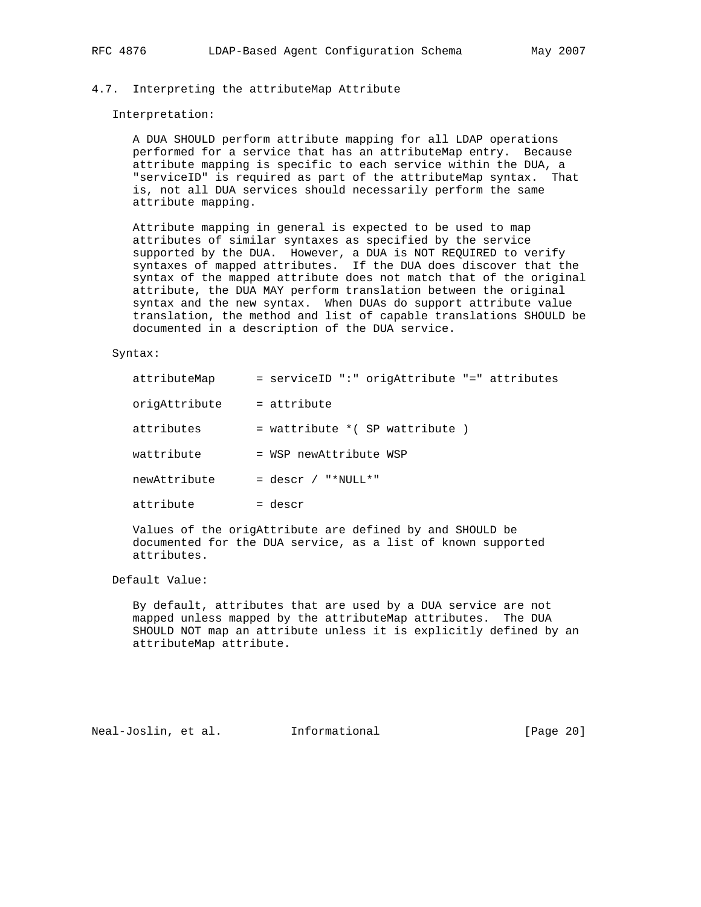### 4.7. Interpreting the attributeMap Attribute

Interpretation:

A DUA SHOULD perform attribute mapping for all LDAP operations performed for a service that has an attributeMap entry. Because attribute mapping is specific to each service within the DUA, a "serviceID" is required as part of the attributeMap syntax. That is, not all DUA services should necessarily perform the same attribute mapping.

Attribute mapping in general is expected to be used to map attributes of similar syntaxes as specified by the service supported by the DUA. However, a DUA is NOT REQUIRED to verify syntaxes of mapped attributes. If the DUA does discover that the syntax of the mapped attribute does not match that of the original attribute, the DUA MAY perform translation between the original syntax and the new syntax. When DUAs do support attribute value translation, the method and list of capable translations SHOULD be documented in a description of the DUA service.

Syntax:

```
attributeMap      = serviceID ":" origAttribute "=" attributes

origAttribute     = attribute

attributes        = wattribute *( SP wattribute )

wattribute        = WSP newAttribute WSP

newAttribute      = descr / "*NULL*"

attribute         = descr
```

Values of the origAttribute are defined by and SHOULD be documented for the DUA service, as a list of known supported attributes.

Default Value:

By default, attributes that are used by a DUA service are not mapped unless mapped by the attributeMap attributes. The DUA SHOULD NOT map an attribute unless it is explicitly defined by an attributeMap attribute.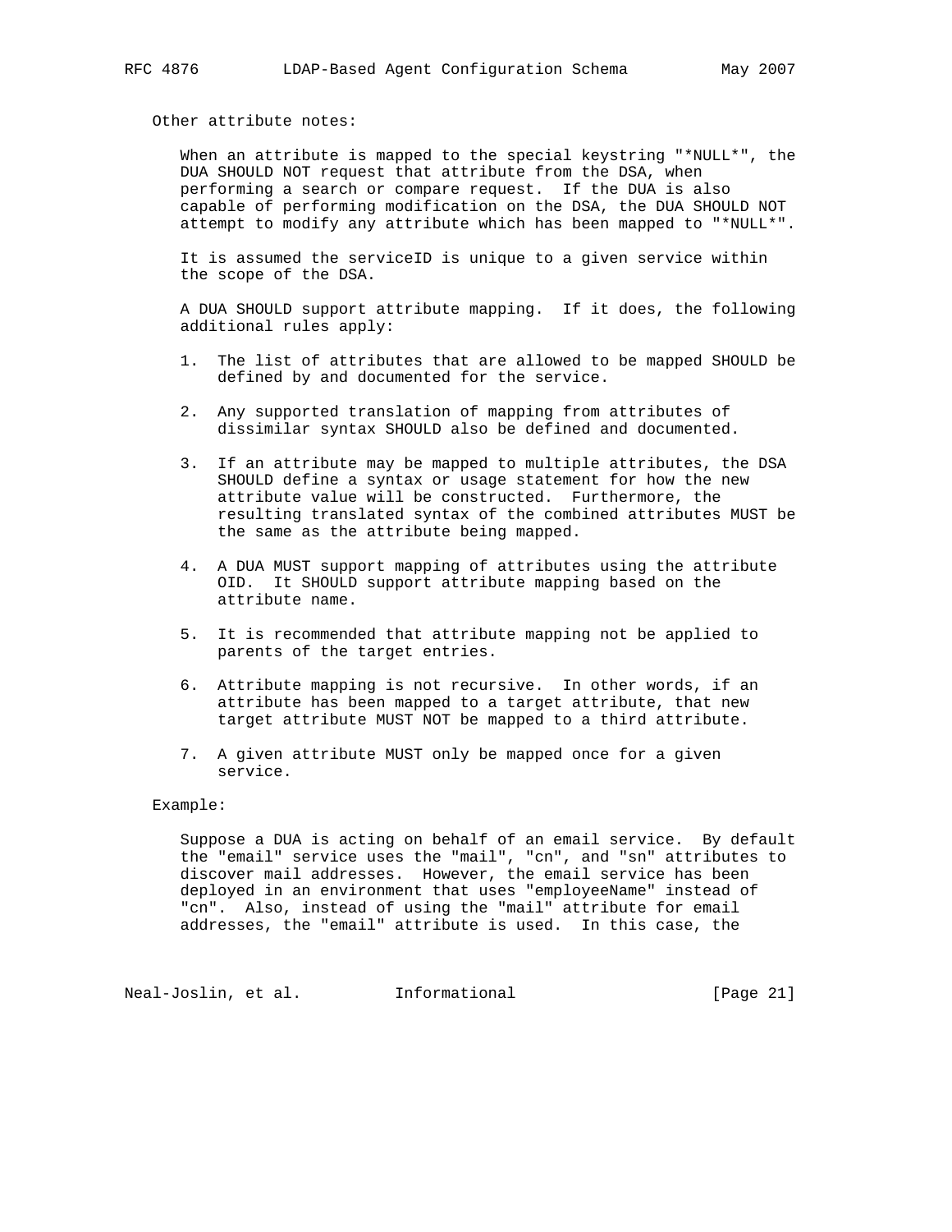Other attribute notes:

When an attribute is mapped to the special keystring "*NULL*", the DUA SHOULD NOT request that attribute from the DSA, when performing a search or compare request. If the DUA is also capable of performing modification on the DSA, the DUA SHOULD NOT attempt to modify any attribute which has been mapped to "*NULL*".

It is assumed the serviceID is unique to a given service within the scope of the DSA.

A DUA SHOULD support attribute mapping. If it does, the following additional rules apply:

1. The list of attributes that are allowed to be mapped SHOULD be defined by and documented for the service.

2. Any supported translation of mapping from attributes of dissimilar syntax SHOULD also be defined and documented.

3. If an attribute may be mapped to multiple attributes, the DSA SHOULD define a syntax or usage statement for how the new attribute value will be constructed. Furthermore, the resulting translated syntax of the combined attributes MUST be the same as the attribute being mapped.

4. A DUA MUST support mapping of attributes using the attribute OID. It SHOULD support attribute mapping based on the attribute name.

5. It is recommended that attribute mapping not be applied to parents of the target entries.

6. Attribute mapping is not recursive. In other words, if an attribute has been mapped to a target attribute, that new target attribute MUST NOT be mapped to a third attribute.

7. A given attribute MUST only be mapped once for a given service.

Example:

Suppose a DUA is acting on behalf of an email service. By default the "email" service uses the "mail", "cn", and "sn" attributes to discover mail addresses. However, the email service has been deployed in an environment that uses "employeeName" instead of "cn". Also, instead of using the "mail" attribute for email addresses, the "email" attribute is used. In this case, the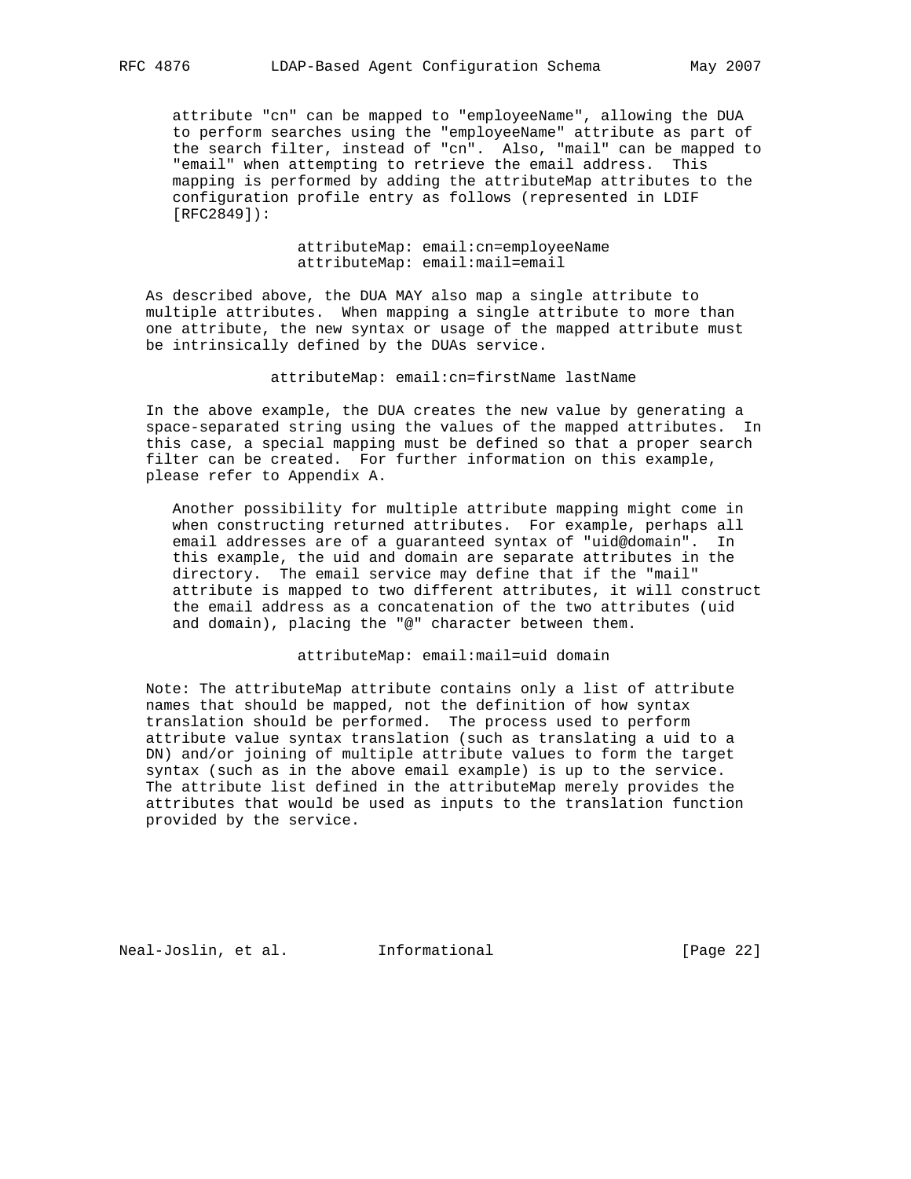attribute "cn" can be mapped to "employeeName", allowing the DUA to perform searches using the "employeeName" attribute as part of the search filter, instead of "cn". Also, "mail" can be mapped to "email" when attempting to retrieve the email address. This mapping is performed by adding the attributeMap attributes to the configuration profile entry as follows (represented in LDIF [RFC2849]):

```
attributeMap: email:cn=employeeName
attributeMap: email:mail=email
```

As described above, the DUA MAY also map a single attribute to multiple attributes. When mapping a single attribute to more than one attribute, the new syntax or usage of the mapped attribute must be intrinsically defined by the DUAs service.

```
attributeMap: email:cn=firstName lastName
```

In the above example, the DUA creates the new value by generating a space-separated string using the values of the mapped attributes. In this case, a special mapping must be defined so that a proper search filter can be created. For further information on this example, please refer to Appendix A.

Another possibility for multiple attribute mapping might come in when constructing returned attributes. For example, perhaps all email addresses are of a guaranteed syntax of "uid@domain". In this example, the uid and domain are separate attributes in the directory. The email service may define that if the "mail" attribute is mapped to two different attributes, it will construct the email address as a concatenation of the two attributes (uid and domain), placing the "@" character between them.

```
attributeMap: email:mail=uid domain
```

Note: The attributeMap attribute contains only a list of attribute names that should be mapped, not the definition of how syntax translation should be performed. The process used to perform attribute value syntax translation (such as translating a uid to a DN) and/or joining of multiple attribute values to form the target syntax (such as in the above email example) is up to the service. The attribute list defined in the attributeMap merely provides the attributes that would be used as inputs to the translation function provided by the service.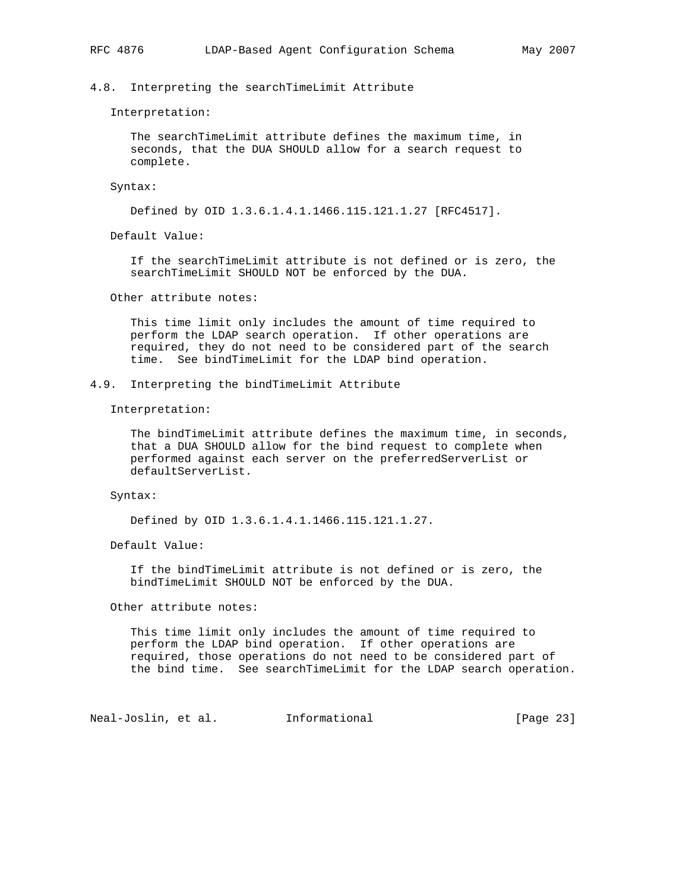### 4.8. Interpreting the searchTimeLimit Attribute

Interpretation:

The searchTimeLimit attribute defines the maximum time, in seconds, that the DUA SHOULD allow for a search request to complete.

Syntax:

Defined by OID 1.3.6.1.4.1.1466.115.121.1.27 [RFC4517].

Default Value:

If the searchTimeLimit attribute is not defined or is zero, the searchTimeLimit SHOULD NOT be enforced by the DUA.

Other attribute notes:

This time limit only includes the amount of time required to perform the LDAP search operation. If other operations are required, they do not need to be considered part of the search time. See bindTimeLimit for the LDAP bind operation.

### 4.9. Interpreting the bindTimeLimit Attribute

Interpretation:

The bindTimeLimit attribute defines the maximum time, in seconds, that a DUA SHOULD allow for the bind request to complete when performed against each server on the preferredServerList or defaultServerList.

Syntax:

Defined by OID 1.3.6.1.4.1.1466.115.121.1.27.

Default Value:

If the bindTimeLimit attribute is not defined or is zero, the bindTimeLimit SHOULD NOT be enforced by the DUA.

Other attribute notes:

This time limit only includes the amount of time required to perform the LDAP bind operation. If other operations are required, those operations do not need to be considered part of the bind time. See searchTimeLimit for the LDAP search operation.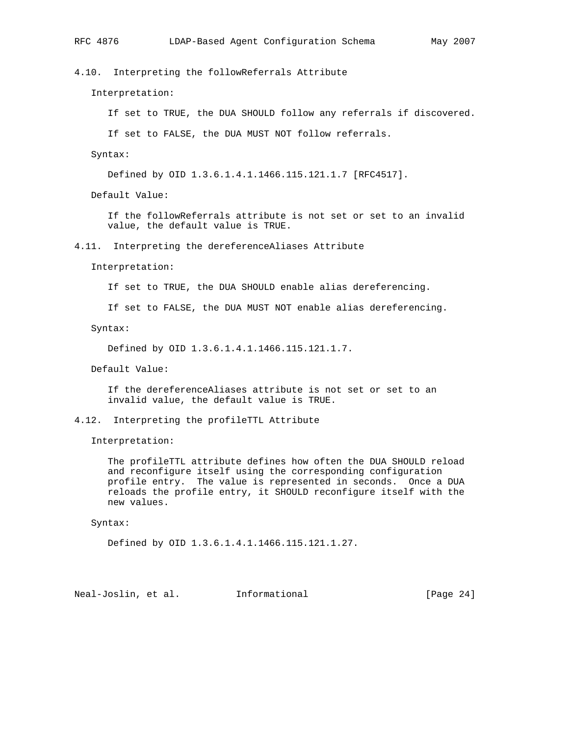### 4.10. Interpreting the followReferrals Attribute

Interpretation:

If set to TRUE, the DUA SHOULD follow any referrals if discovered.

If set to FALSE, the DUA MUST NOT follow referrals.

Syntax:

Defined by OID 1.3.6.1.4.1.1466.115.121.1.7 [RFC4517].

Default Value:

If the followReferrals attribute is not set or set to an invalid value, the default value is TRUE.

### 4.11. Interpreting the dereferenceAliases Attribute

Interpretation:

If set to TRUE, the DUA SHOULD enable alias dereferencing.

If set to FALSE, the DUA MUST NOT enable alias dereferencing.

Syntax:

Defined by OID 1.3.6.1.4.1.1466.115.121.1.7.

Default Value:

If the dereferenceAliases attribute is not set or set to an invalid value, the default value is TRUE.

### 4.12. Interpreting the profileTTL Attribute

Interpretation:

The profileTTL attribute defines how often the DUA SHOULD reload and reconfigure itself using the corresponding configuration profile entry. The value is represented in seconds. Once a DUA reloads the profile entry, it SHOULD reconfigure itself with the new values.

Syntax:

Defined by OID 1.3.6.1.4.1.1466.115.121.1.27.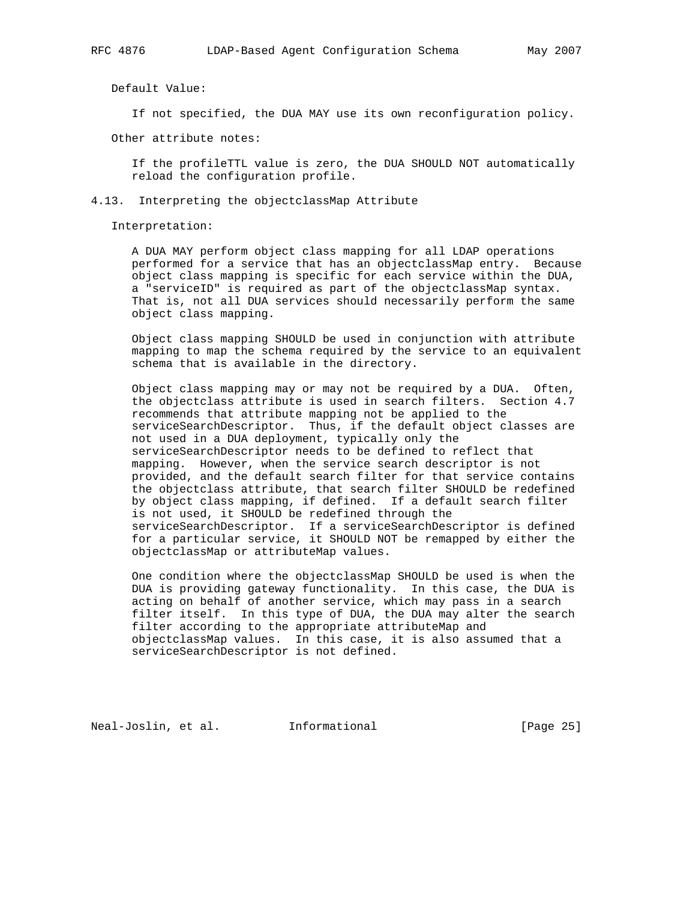Default Value:

If not specified, the DUA MAY use its own reconfiguration policy.

Other attribute notes:

If the profileTTL value is zero, the DUA SHOULD NOT automatically reload the configuration profile.

## 4.13. Interpreting the objectclassMap Attribute

Interpretation:

A DUA MAY perform object class mapping for all LDAP operations performed for a service that has an objectclassMap entry. Because object class mapping is specific for each service within the DUA, a "serviceID" is required as part of the objectclassMap syntax. That is, not all DUA services should necessarily perform the same object class mapping.

Object class mapping SHOULD be used in conjunction with attribute mapping to map the schema required by the service to an equivalent schema that is available in the directory.

Object class mapping may or may not be required by a DUA. Often, the objectclass attribute is used in search filters. Section 4.7 recommends that attribute mapping not be applied to the serviceSearchDescriptor. Thus, if the default object classes are not used in a DUA deployment, typically only the serviceSearchDescriptor needs to be defined to reflect that mapping. However, when the service search descriptor is not provided, and the default search filter for that service contains the objectclass attribute, that search filter SHOULD be redefined by object class mapping, if defined. If a default search filter is not used, it SHOULD be redefined through the serviceSearchDescriptor. If a serviceSearchDescriptor is defined for a particular service, it SHOULD NOT be remapped by either the objectclassMap or attributeMap values.

One condition where the objectclassMap SHOULD be used is when the DUA is providing gateway functionality. In this case, the DUA is acting on behalf of another service, which may pass in a search filter itself. In this type of DUA, the DUA may alter the search filter according to the appropriate attributeMap and objectclassMap values. In this case, it is also assumed that a serviceSearchDescriptor is not defined.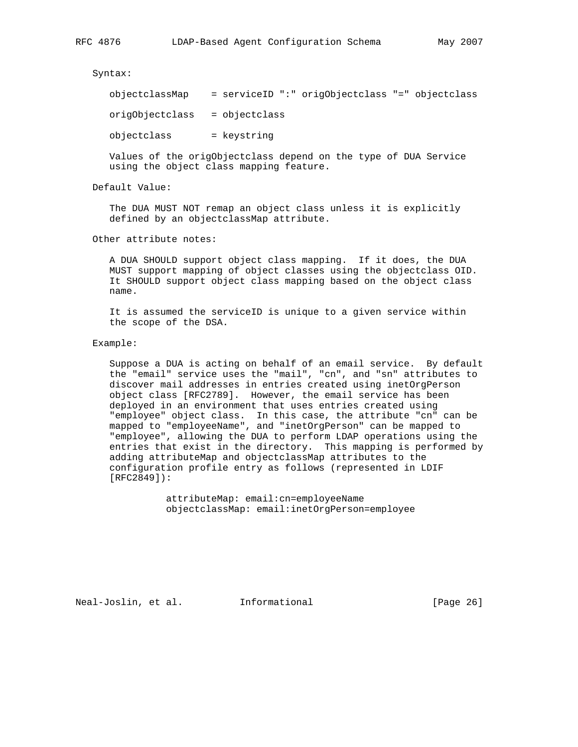Syntax:

```
objectclassMap    = serviceID ":" origObjectclass "=" objectclass

origObjectclass   = objectclass

objectclass       = keystring
```

Values of the origObjectclass depend on the type of DUA Service using the object class mapping feature.

Default Value:

The DUA MUST NOT remap an object class unless it is explicitly defined by an objectclassMap attribute.

Other attribute notes:

A DUA SHOULD support object class mapping. If it does, the DUA MUST support mapping of object classes using the objectclass OID. It SHOULD support object class mapping based on the object class name.

It is assumed the serviceID is unique to a given service within the scope of the DSA.

Example:

Suppose a DUA is acting on behalf of an email service. By default the "email" service uses the "mail", "cn", and "sn" attributes to discover mail addresses in entries created using inetOrgPerson object class [RFC2789]. However, the email service has been deployed in an environment that uses entries created using "employee" object class. In this case, the attribute "cn" can be mapped to "employeeName", and "inetOrgPerson" can be mapped to "employee", allowing the DUA to perform LDAP operations using the entries that exist in the directory. This mapping is performed by adding attributeMap and objectclassMap attributes to the configuration profile entry as follows (represented in LDIF [RFC2849]):

```
attributeMap: email:cn=employeeName
objectclassMap: email:inetOrgPerson=employee
```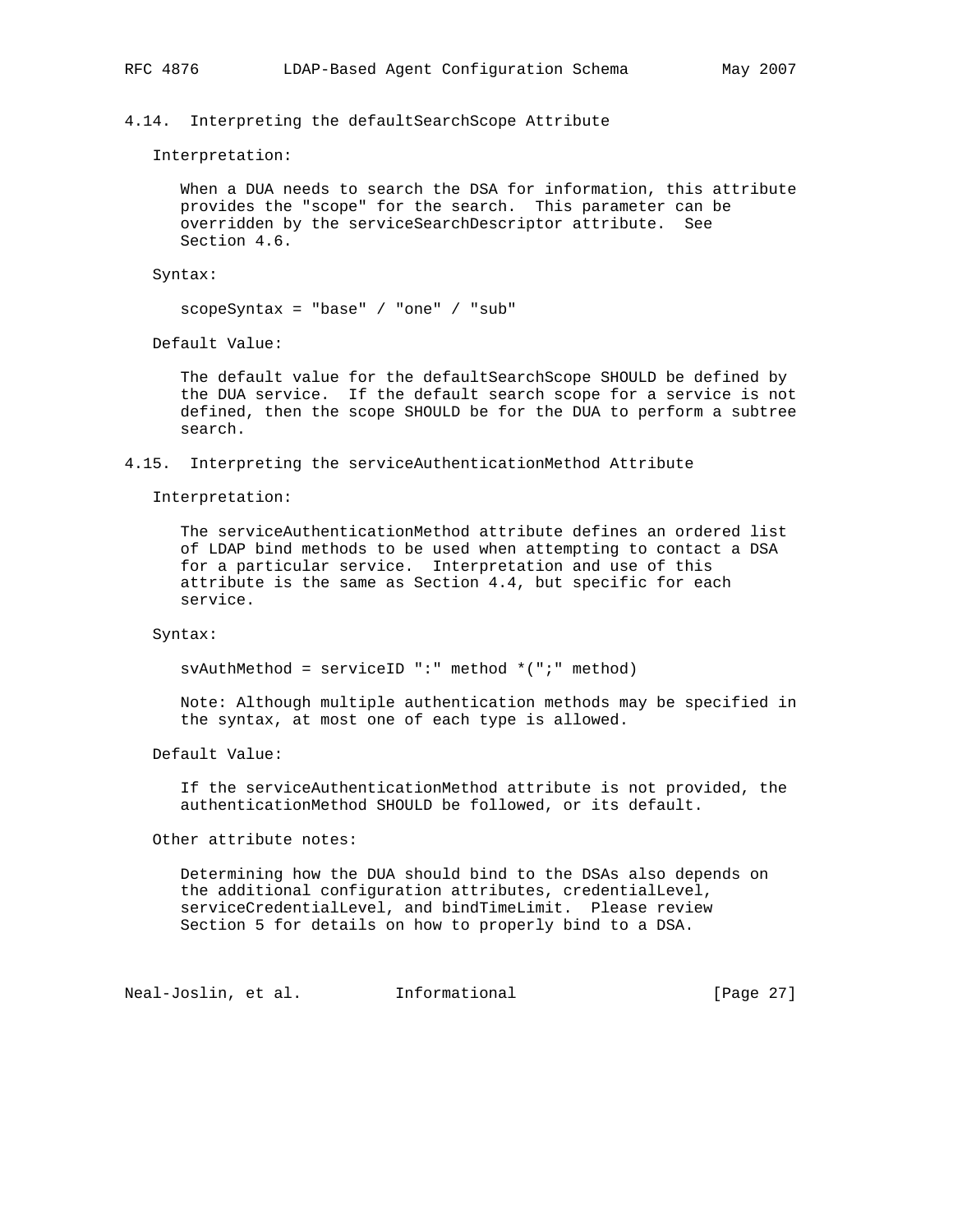### 4.14. Interpreting the defaultSearchScope Attribute

Interpretation:

When a DUA needs to search the DSA for information, this attribute provides the "scope" for the search. This parameter can be overridden by the serviceSearchDescriptor attribute. See Section 4.6.

Syntax:

```
scopeSyntax = "base" / "one" / "sub"
```

Default Value:

The default value for the defaultSearchScope SHOULD be defined by the DUA service. If the default search scope for a service is not defined, then the scope SHOULD be for the DUA to perform a subtree search.

### 4.15. Interpreting the serviceAuthenticationMethod Attribute

Interpretation:

The serviceAuthenticationMethod attribute defines an ordered list of LDAP bind methods to be used when attempting to contact a DSA for a particular service. Interpretation and use of this attribute is the same as Section 4.4, but specific for each service.

Syntax:

```
svAuthMethod = serviceID ":" method *(";" method)
```

Note: Although multiple authentication methods may be specified in the syntax, at most one of each type is allowed.

Default Value:

If the serviceAuthenticationMethod attribute is not provided, the authenticationMethod SHOULD be followed, or its default.

Other attribute notes:

Determining how the DUA should bind to the DSAs also depends on the additional configuration attributes, credentialLevel, serviceCredentialLevel, and bindTimeLimit. Please review Section 5 for details on how to properly bind to a DSA.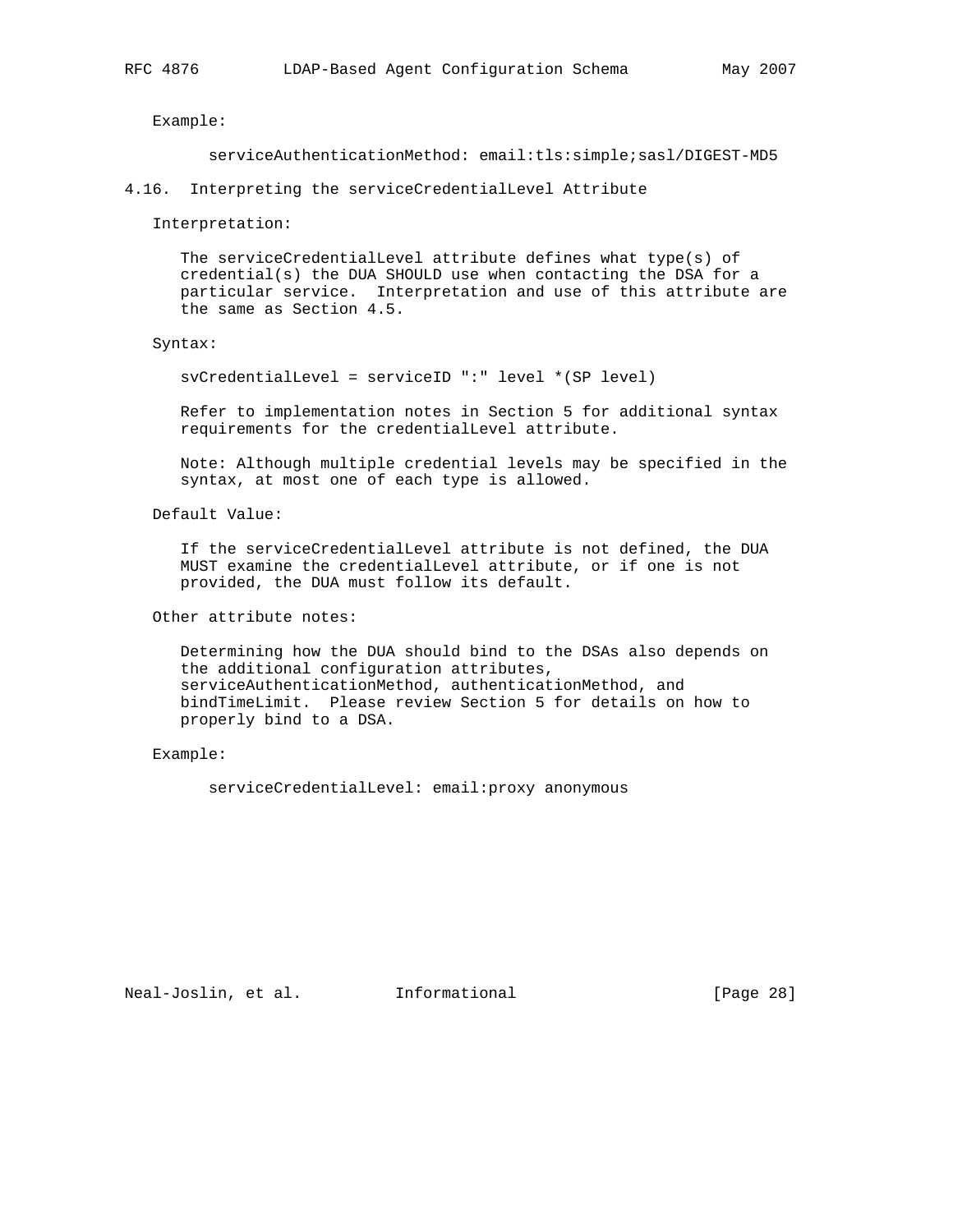Example:

```
serviceAuthenticationMethod: email:tls:simple;sasl/DIGEST-MD5
```

### 4.16. Interpreting the serviceCredentialLevel Attribute

Interpretation:

The serviceCredentialLevel attribute defines what type(s) of credential(s) the DUA SHOULD use when contacting the DSA for a particular service. Interpretation and use of this attribute are the same as Section 4.5.

Syntax:

```
svCredentialLevel = serviceID ":" level *(SP level)
```

Refer to implementation notes in Section 5 for additional syntax requirements for the credentialLevel attribute.

Note: Although multiple credential levels may be specified in the syntax, at most one of each type is allowed.

Default Value:

If the serviceCredentialLevel attribute is not defined, the DUA MUST examine the credentialLevel attribute, or if one is not provided, the DUA must follow its default.

Other attribute notes:

Determining how the DUA should bind to the DSAs also depends on the additional configuration attributes, serviceAuthenticationMethod, authenticationMethod, and bindTimeLimit. Please review Section 5 for details on how to properly bind to a DSA.

Example:

```
serviceCredentialLevel: email:proxy anonymous
```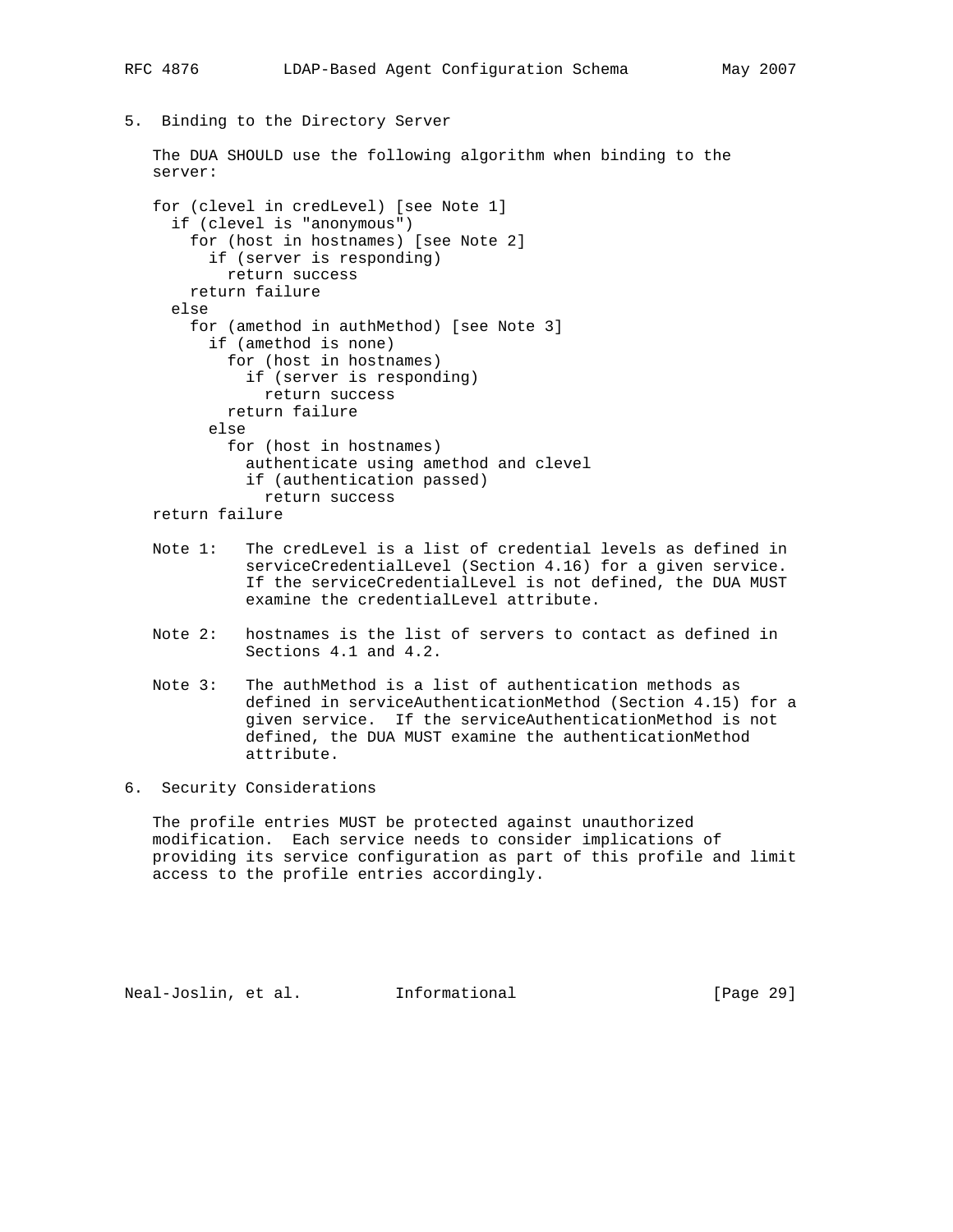## 5. Binding to the Directory Server

The DUA SHOULD use the following algorithm when binding to the server:

```
for (clevel in credLevel) [see Note 1]
  if (clevel is "anonymous")
    for (host in hostnames) [see Note 2]
      if (server is responding)
        return success
    return failure
  else
    for (amethod in authMethod) [see Note 3]
      if (amethod is none)
        for (host in hostnames)
          if (server is responding)
            return success
        return failure
      else
        for (host in hostnames)
          authenticate using amethod and clevel
          if (authentication passed)
            return success
return failure
```

Note 1: The credLevel is a list of credential levels as defined in serviceCredentialLevel (Section 4.16) for a given service. If the serviceCredentialLevel is not defined, the DUA MUST examine the credentialLevel attribute.

Note 2: hostnames is the list of servers to contact as defined in Sections 4.1 and 4.2.

Note 3: The authMethod is a list of authentication methods as defined in serviceAuthenticationMethod (Section 4.15) for a given service. If the serviceAuthenticationMethod is not defined, the DUA MUST examine the authenticationMethod attribute.

## 6. Security Considerations

The profile entries MUST be protected against unauthorized modification. Each service needs to consider implications of providing its service configuration as part of this profile and limit access to the profile entries accordingly.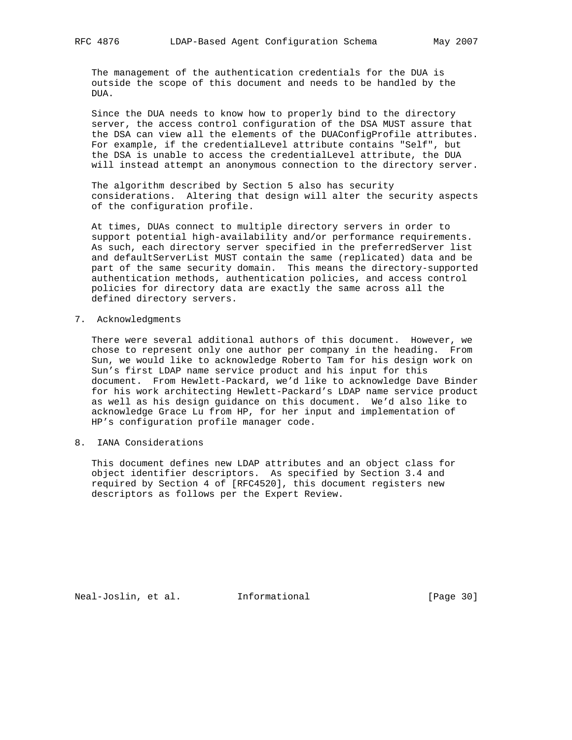The management of the authentication credentials for the DUA is outside the scope of this document and needs to be handled by the DUA.

Since the DUA needs to know how to properly bind to the directory server, the access control configuration of the DSA MUST assure that the DSA can view all the elements of the DUAConfigProfile attributes. For example, if the credentialLevel attribute contains "Self", but the DSA is unable to access the credentialLevel attribute, the DUA will instead attempt an anonymous connection to the directory server.

The algorithm described by Section 5 also has security considerations. Altering that design will alter the security aspects of the configuration profile.

At times, DUAs connect to multiple directory servers in order to support potential high-availability and/or performance requirements. As such, each directory server specified in the preferredServer list and defaultServerList MUST contain the same (replicated) data and be part of the same security domain. This means the directory-supported authentication methods, authentication policies, and access control policies for directory data are exactly the same across all the defined directory servers.

## 7. Acknowledgments

There were several additional authors of this document. However, we chose to represent only one author per company in the heading. From Sun, we would like to acknowledge Roberto Tam for his design work on Sun's first LDAP name service product and his input for this document. From Hewlett-Packard, we'd like to acknowledge Dave Binder for his work architecting Hewlett-Packard's LDAP name service product as well as his design guidance on this document. We'd also like to acknowledge Grace Lu from HP, for her input and implementation of HP's configuration profile manager code.

## 8. IANA Considerations

This document defines new LDAP attributes and an object class for object identifier descriptors. As specified by Section 3.4 and required by Section 4 of [RFC4520], this document registers new descriptors as follows per the Expert Review.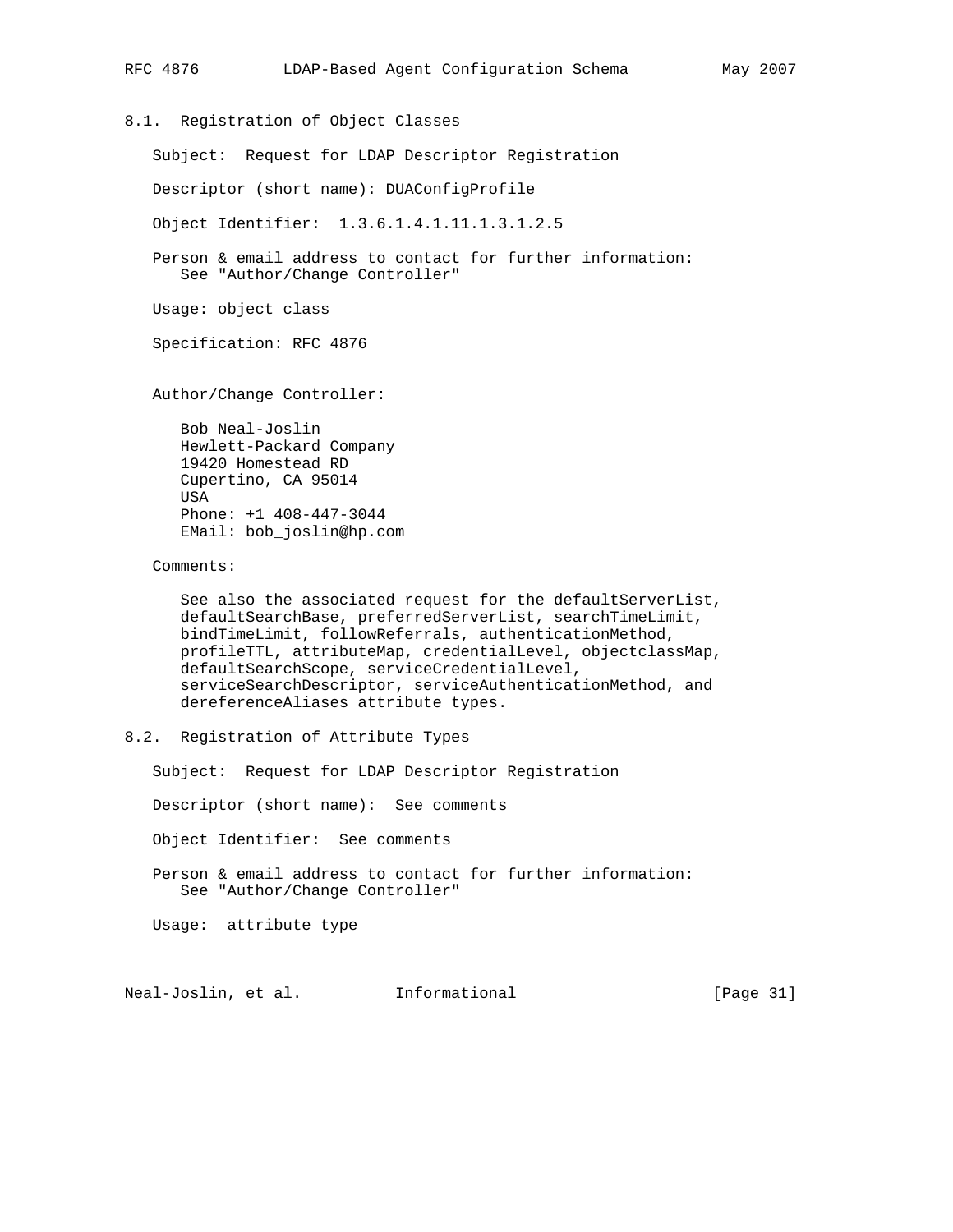## 8.1. Registration of Object Classes

Subject: Request for LDAP Descriptor Registration

Descriptor (short name): DUAConfigProfile

Object Identifier: 1.3.6.1.4.1.11.1.3.1.2.5

Person & email address to contact for further information:
See "Author/Change Controller"

Usage: object class

Specification: RFC 4876

Author/Change Controller:

Bob Neal-Joslin
Hewlett-Packard Company
19420 Homestead RD
Cupertino, CA 95014
USA
Phone: +1 408-447-3044
EMail: bob_joslin@hp.com

Comments:

See also the associated request for the defaultServerList, defaultSearchBase, preferredServerList, searchTimeLimit, bindTimeLimit, followReferrals, authenticationMethod, profileTTL, attributeMap, credentialLevel, objectclassMap, defaultSearchScope, serviceCredentialLevel, serviceSearchDescriptor, serviceAuthenticationMethod, and dereferenceAliases attribute types.

## 8.2. Registration of Attribute Types

Subject: Request for LDAP Descriptor Registration

Descriptor (short name): See comments

Object Identifier: See comments

Person & email address to contact for further information:
See "Author/Change Controller"

Usage: attribute type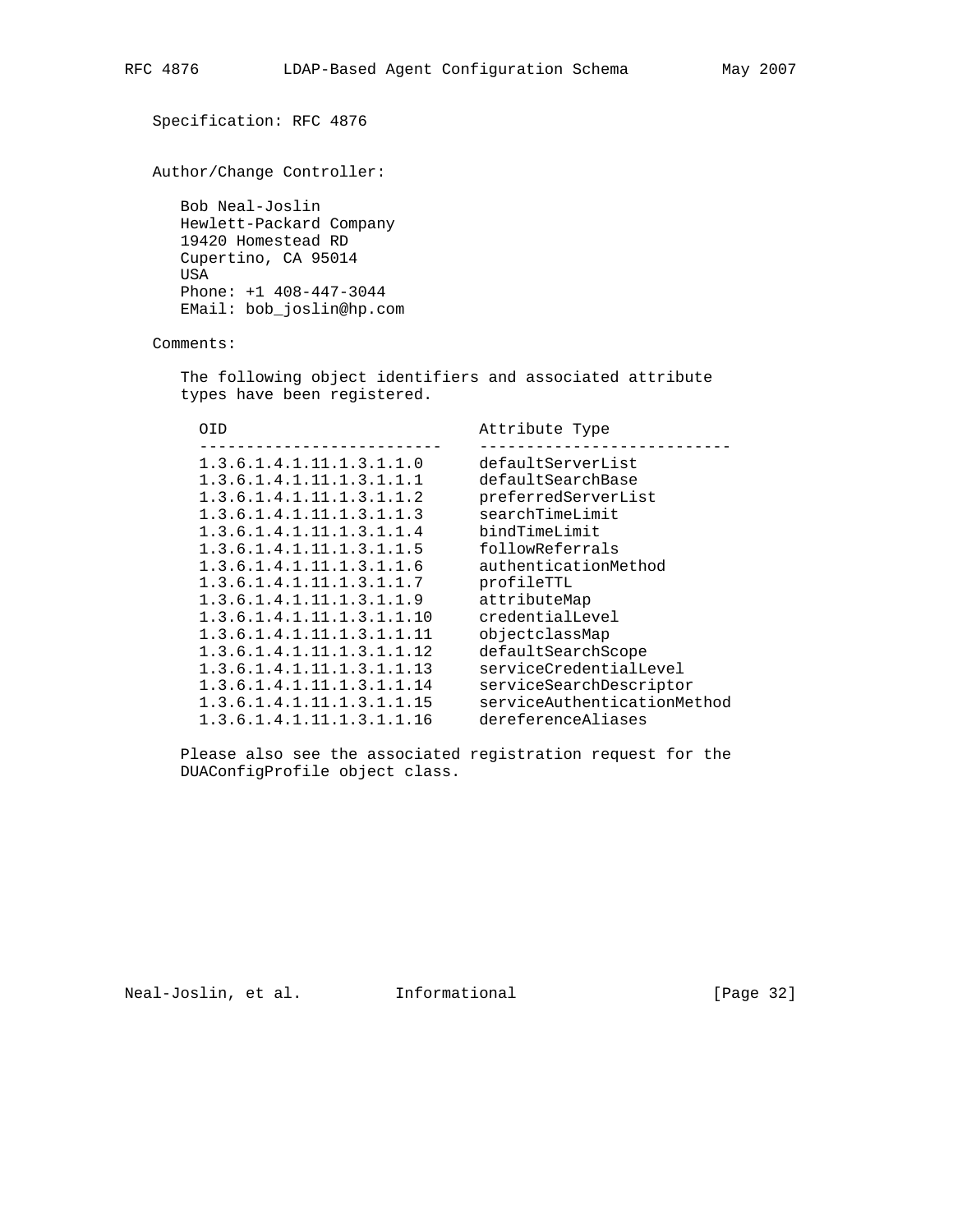Specification: RFC 4876

Author/Change Controller:

Bob Neal-Joslin
Hewlett-Packard Company
19420 Homestead RD
Cupertino, CA 95014
USA
Phone: +1 408-447-3044
EMail: bob_joslin@hp.com

Comments:

The following object identifiers and associated attribute types have been registered.

| OID | Attribute Type |
| --- | --- |
| 1.3.6.1.4.1.11.1.3.1.1.0 | defaultServerList |
| 1.3.6.1.4.1.11.1.3.1.1.1 | defaultSearchBase |
| 1.3.6.1.4.1.11.1.3.1.1.2 | preferredServerList |
| 1.3.6.1.4.1.11.1.3.1.1.3 | searchTimeLimit |
| 1.3.6.1.4.1.11.1.3.1.1.4 | bindTimeLimit |
| 1.3.6.1.4.1.11.1.3.1.1.5 | followReferrals |
| 1.3.6.1.4.1.11.1.3.1.1.6 | authenticationMethod |
| 1.3.6.1.4.1.11.1.3.1.1.7 | profileTTL |
| 1.3.6.1.4.1.11.1.3.1.1.9 | attributeMap |
| 1.3.6.1.4.1.11.1.3.1.1.10 | credentialLevel |
| 1.3.6.1.4.1.11.1.3.1.1.11 | objectclassMap |
| 1.3.6.1.4.1.11.1.3.1.1.12 | defaultSearchScope |
| 1.3.6.1.4.1.11.1.3.1.1.13 | serviceCredentialLevel |
| 1.3.6.1.4.1.11.1.3.1.1.14 | serviceSearchDescriptor |
| 1.3.6.1.4.1.11.1.3.1.1.15 | serviceAuthenticationMethod |
| 1.3.6.1.4.1.11.1.3.1.1.16 | dereferenceAliases |

Please also see the associated registration request for the DUAConfigProfile object class.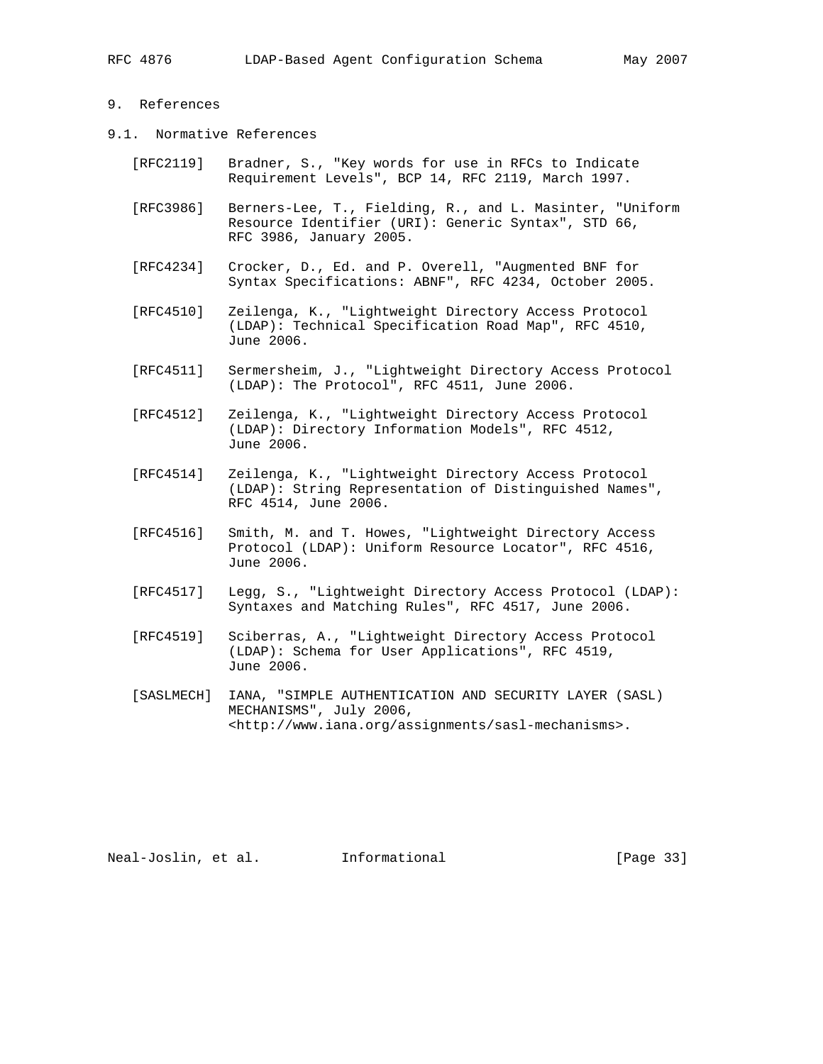# 9. References

## 9.1. Normative References

[RFC2119] Bradner, S., "Key words for use in RFCs to Indicate Requirement Levels", BCP 14, RFC 2119, March 1997.

[RFC3986] Berners-Lee, T., Fielding, R., and L. Masinter, "Uniform Resource Identifier (URI): Generic Syntax", STD 66, RFC 3986, January 2005.

[RFC4234] Crocker, D., Ed. and P. Overell, "Augmented BNF for Syntax Specifications: ABNF", RFC 4234, October 2005.

[RFC4510] Zeilenga, K., "Lightweight Directory Access Protocol (LDAP): Technical Specification Road Map", RFC 4510, June 2006.

[RFC4511] Sermersheim, J., "Lightweight Directory Access Protocol (LDAP): The Protocol", RFC 4511, June 2006.

[RFC4512] Zeilenga, K., "Lightweight Directory Access Protocol (LDAP): Directory Information Models", RFC 4512, June 2006.

[RFC4514] Zeilenga, K., "Lightweight Directory Access Protocol (LDAP): String Representation of Distinguished Names", RFC 4514, June 2006.

[RFC4516] Smith, M. and T. Howes, "Lightweight Directory Access Protocol (LDAP): Uniform Resource Locator", RFC 4516, June 2006.

[RFC4517] Legg, S., "Lightweight Directory Access Protocol (LDAP): Syntaxes and Matching Rules", RFC 4517, June 2006.

[RFC4519] Sciberras, A., "Lightweight Directory Access Protocol (LDAP): Schema for User Applications", RFC 4519, June 2006.

[SASLMECH] IANA, "SIMPLE AUTHENTICATION AND SECURITY LAYER (SASL) MECHANISMS", July 2006, <http://www.iana.org/assignments/sasl-mechanisms>.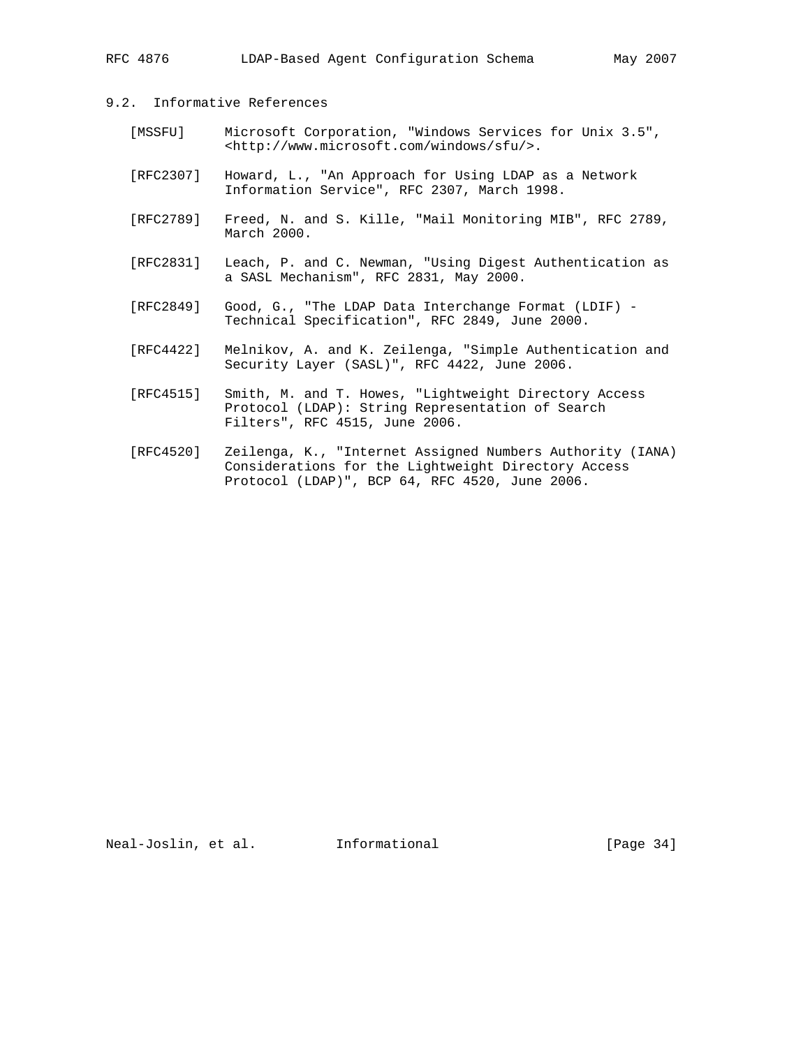### 9.2. Informative References

[MSSFU] Microsoft Corporation, "Windows Services for Unix 3.5", <http://www.microsoft.com/windows/sfu/>.

[RFC2307] Howard, L., "An Approach for Using LDAP as a Network Information Service", RFC 2307, March 1998.

[RFC2789] Freed, N. and S. Kille, "Mail Monitoring MIB", RFC 2789, March 2000.

[RFC2831] Leach, P. and C. Newman, "Using Digest Authentication as a SASL Mechanism", RFC 2831, May 2000.

[RFC2849] Good, G., "The LDAP Data Interchange Format (LDIF) - Technical Specification", RFC 2849, June 2000.

[RFC4422] Melnikov, A. and K. Zeilenga, "Simple Authentication and Security Layer (SASL)", RFC 4422, June 2006.

[RFC4515] Smith, M. and T. Howes, "Lightweight Directory Access Protocol (LDAP): String Representation of Search Filters", RFC 4515, June 2006.

[RFC4520] Zeilenga, K., "Internet Assigned Numbers Authority (IANA) Considerations for the Lightweight Directory Access Protocol (LDAP)", BCP 64, RFC 4520, June 2006.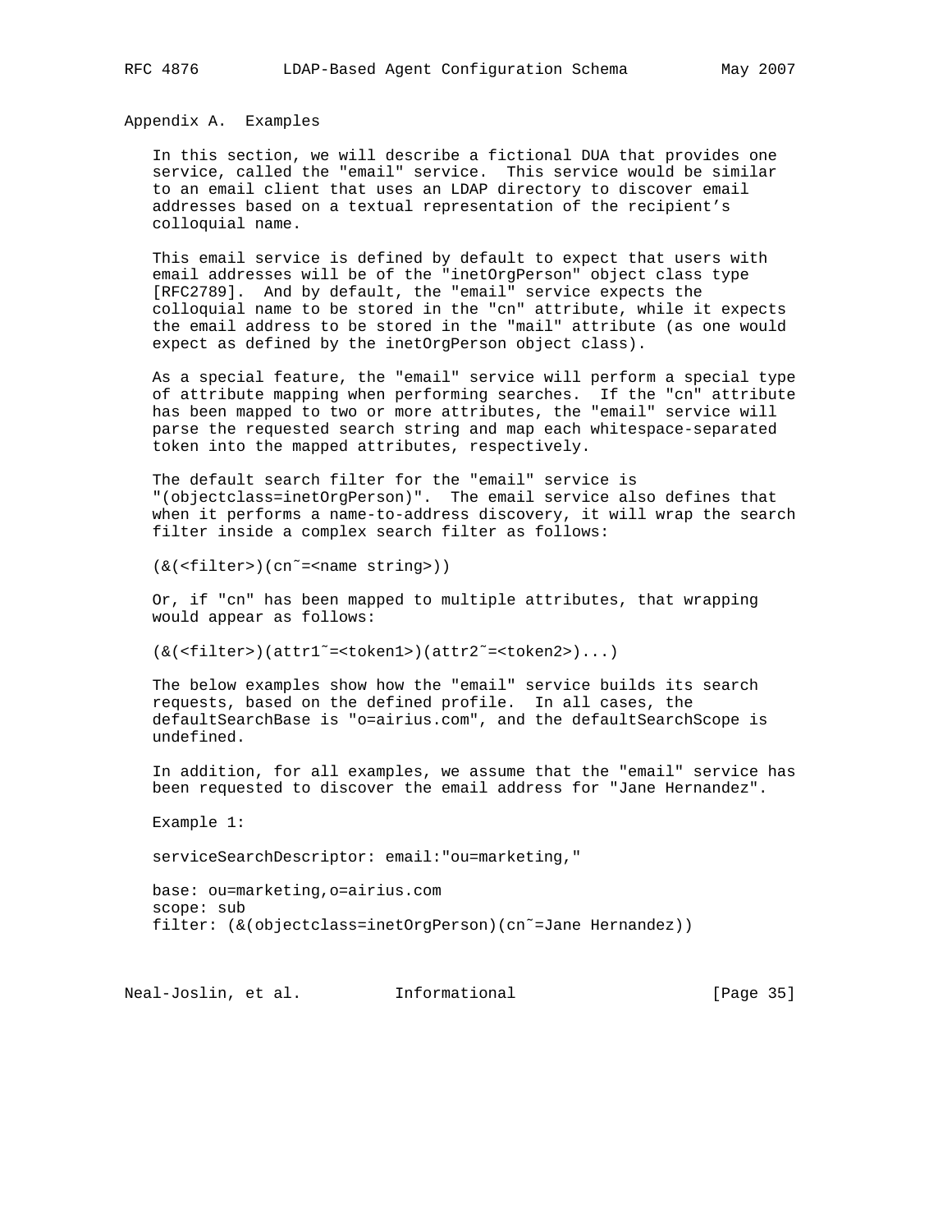## Appendix A. Examples

In this section, we will describe a fictional DUA that provides one service, called the "email" service. This service would be similar to an email client that uses an LDAP directory to discover email addresses based on a textual representation of the recipient's colloquial name.

This email service is defined by default to expect that users with email addresses will be of the "inetOrgPerson" object class type [RFC2789]. And by default, the "email" service expects the colloquial name to be stored in the "cn" attribute, while it expects the email address to be stored in the "mail" attribute (as one would expect as defined by the inetOrgPerson object class).

As a special feature, the "email" service will perform a special type of attribute mapping when performing searches. If the "cn" attribute has been mapped to two or more attributes, the "email" service will parse the requested search string and map each whitespace-separated token into the mapped attributes, respectively.

The default search filter for the "email" service is "(objectclass=inetOrgPerson)". The email service also defines that when it performs a name-to-address discovery, it will wrap the search filter inside a complex search filter as follows:

```
(&(<filter>)(cn~=<name string>))
```

Or, if "cn" has been mapped to multiple attributes, that wrapping would appear as follows:

```
(&(<filter>)(attr1~=<token1>)(attr2~=<token2>)...)
```

The below examples show how the "email" service builds its search requests, based on the defined profile. In all cases, the defaultSearchBase is "o=airius.com", and the defaultSearchScope is undefined.

In addition, for all examples, we assume that the "email" service has been requested to discover the email address for "Jane Hernandez".

Example 1:

```
serviceSearchDescriptor: email:"ou=marketing,"

base: ou=marketing,o=airius.com
scope: sub
filter: (&(objectclass=inetOrgPerson)(cn~=Jane Hernandez))
```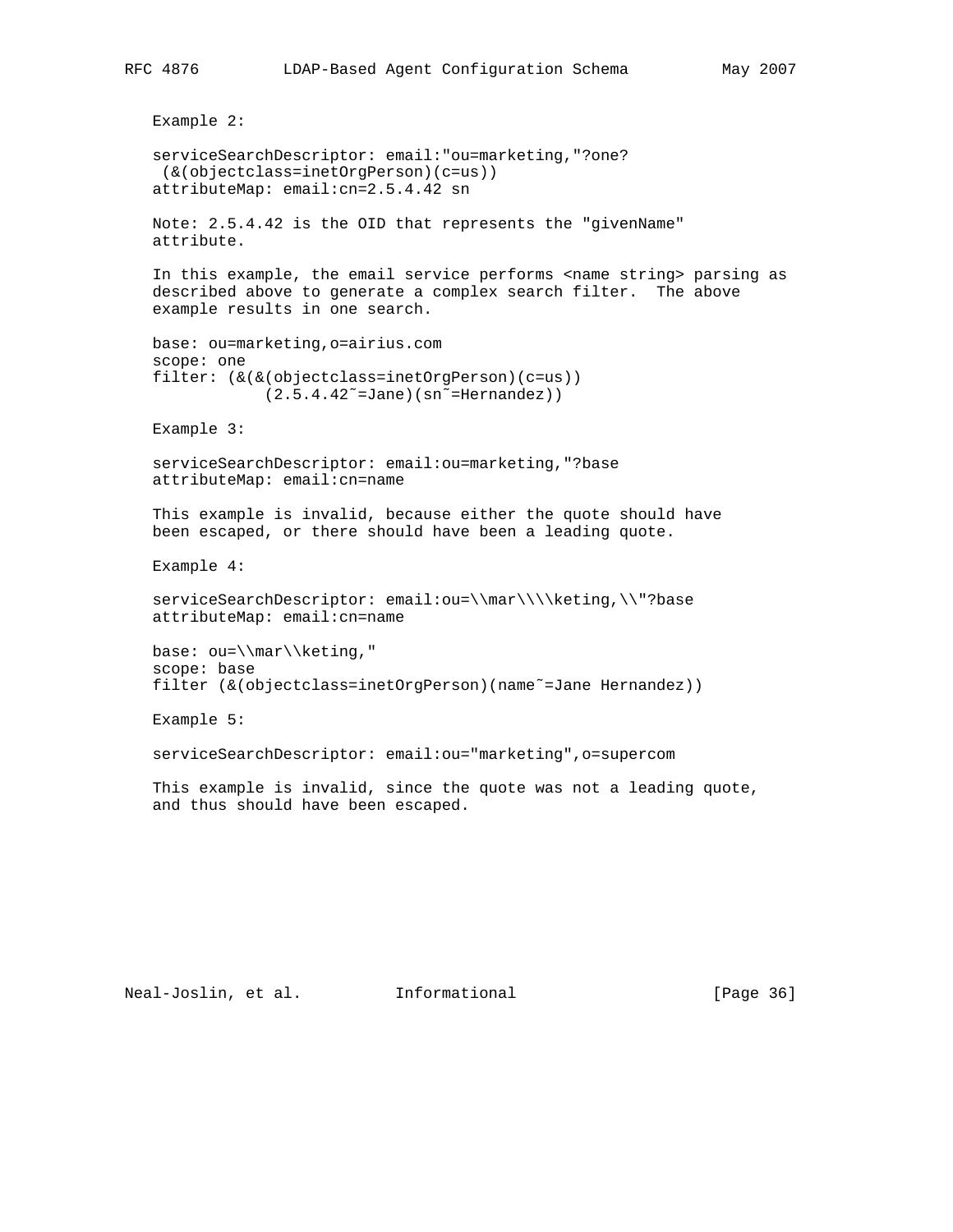Example 2:

```
serviceSearchDescriptor: email:"ou=marketing,"?one?
 (&(objectclass=inetOrgPerson)(c=us))
attributeMap: email:cn=2.5.4.42 sn
```

Note: 2.5.4.42 is the OID that represents the "givenName" attribute.

In this example, the email service performs <name string> parsing as described above to generate a complex search filter. The above example results in one search.

```
base: ou=marketing,o=airius.com
scope: one
filter: (&(&(objectclass=inetOrgPerson)(c=us))
          (2.5.4.42~=Jane)(sn~=Hernandez))
```

Example 3:

```
serviceSearchDescriptor: email:ou=marketing,"?base
attributeMap: email:cn=name
```

This example is invalid, because either the quote should have been escaped, or there should have been a leading quote.

Example 4:

```
serviceSearchDescriptor: email:ou=\\mar\\\\keting,\\"?base
attributeMap: email:cn=name

base: ou=\\mar\\keting,"
scope: base
filter (&(objectclass=inetOrgPerson)(name~=Jane Hernandez))
```

Example 5:

```
serviceSearchDescriptor: email:ou="marketing",o=supercom
```

This example is invalid, since the quote was not a leading quote, and thus should have been escaped.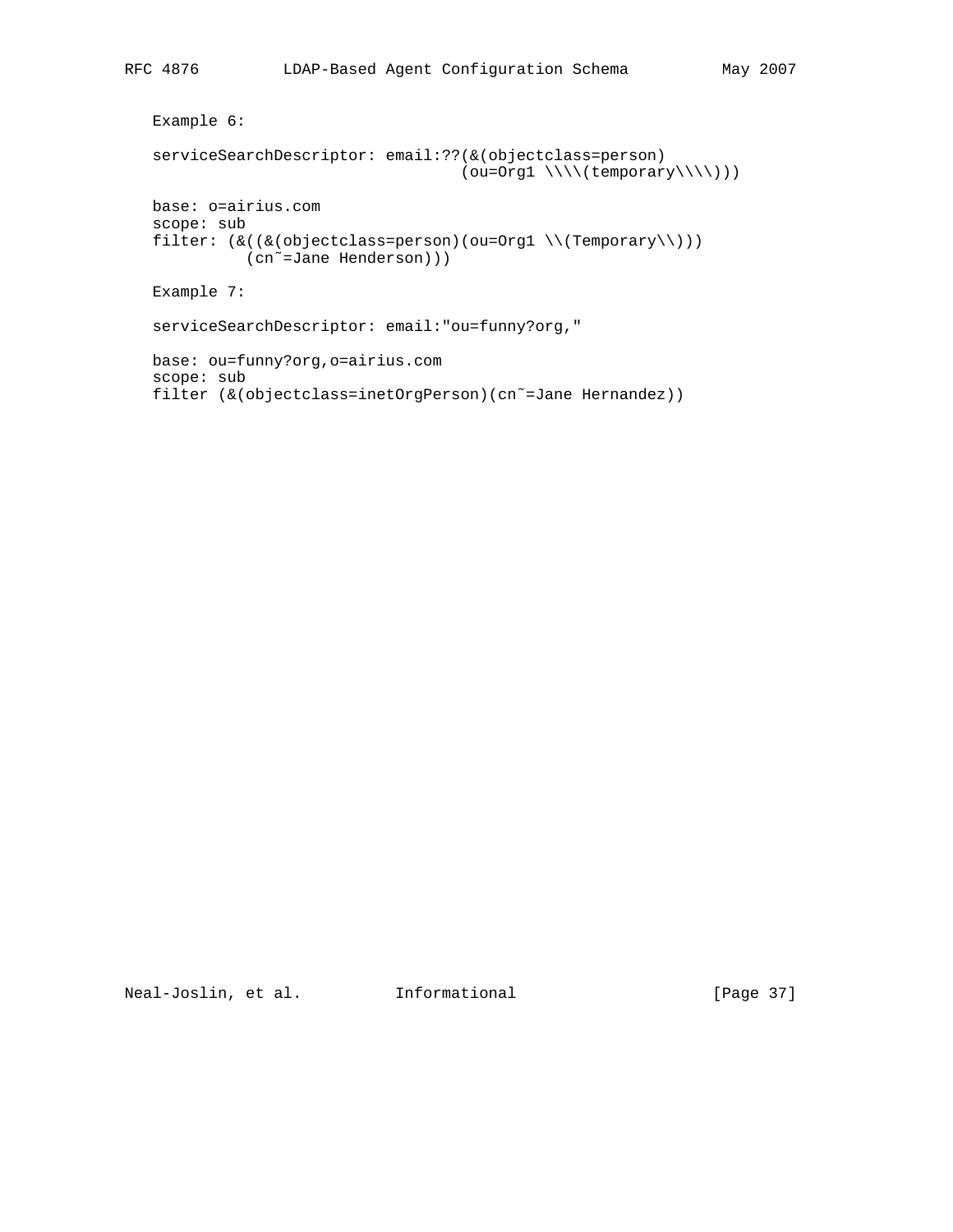Example 6:

```
serviceSearchDescriptor: email:??(&(objectclass=person)
                                  (ou=Org1 \\\\(temporary\\\\)))

base: o=airius.com
scope: sub
filter: (&((&(objectclass=person)(ou=Org1 \\(Temporary\\)))
          (cn~=Jane Henderson)))
```

Example 7:

```
serviceSearchDescriptor: email:"ou=funny?org,"

base: ou=funny?org,o=airius.com
scope: sub
filter (&(objectclass=inetOrgPerson)(cn~=Jane Hernandez))
```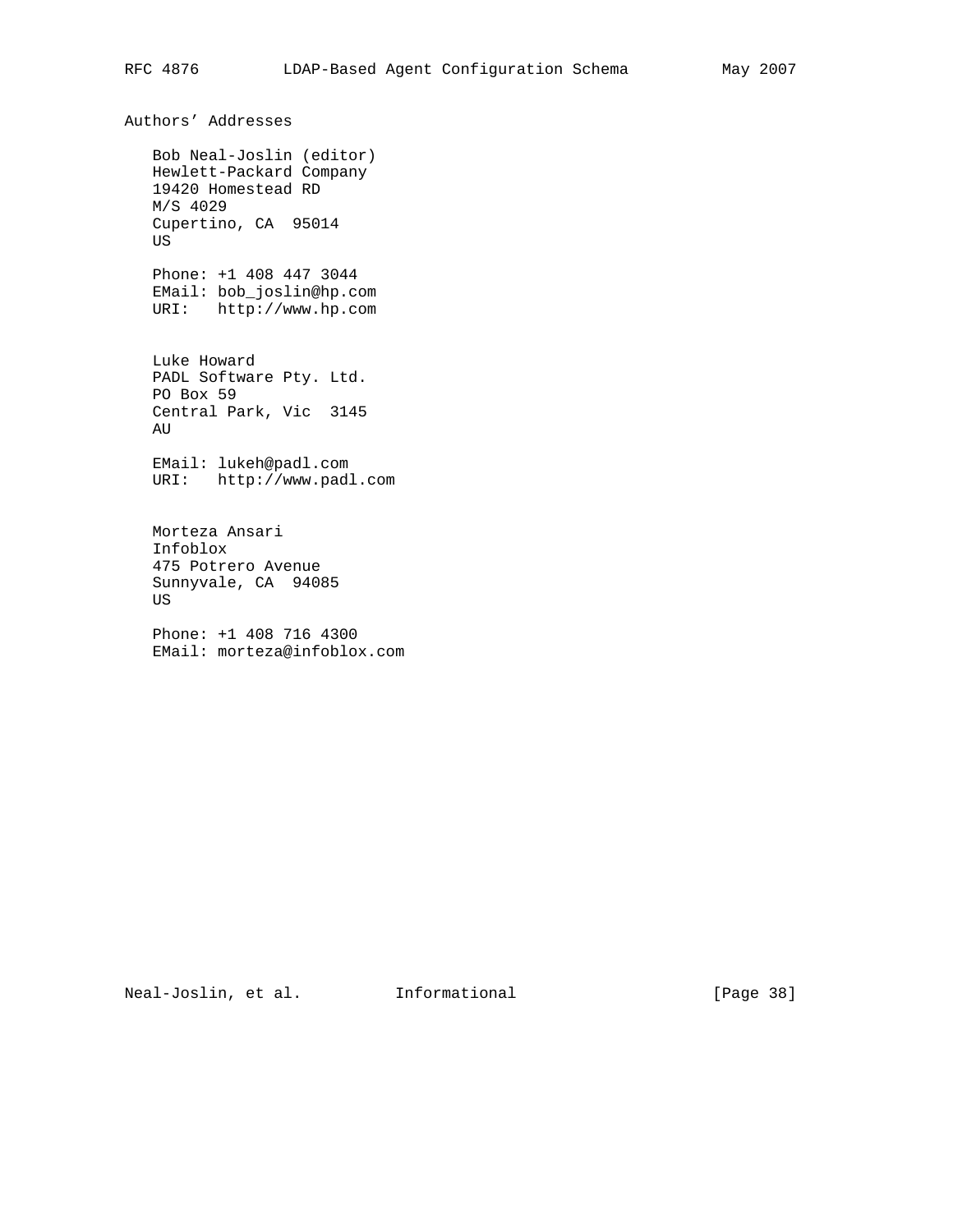## Authors' Addresses

Bob Neal-Joslin (editor)
Hewlett-Packard Company
19420 Homestead RD
M/S 4029
Cupertino, CA  95014
US

Phone: +1 408 447 3044
EMail: bob_joslin@hp.com
URI:   http://www.hp.com

Luke Howard
PADL Software Pty. Ltd.
PO Box 59
Central Park, Vic  3145
AU

EMail: lukeh@padl.com
URI:   http://www.padl.com

Morteza Ansari
Infoblox
475 Potrero Avenue
Sunnyvale, CA  94085
US

Phone: +1 408 716 4300
EMail: morteza@infoblox.com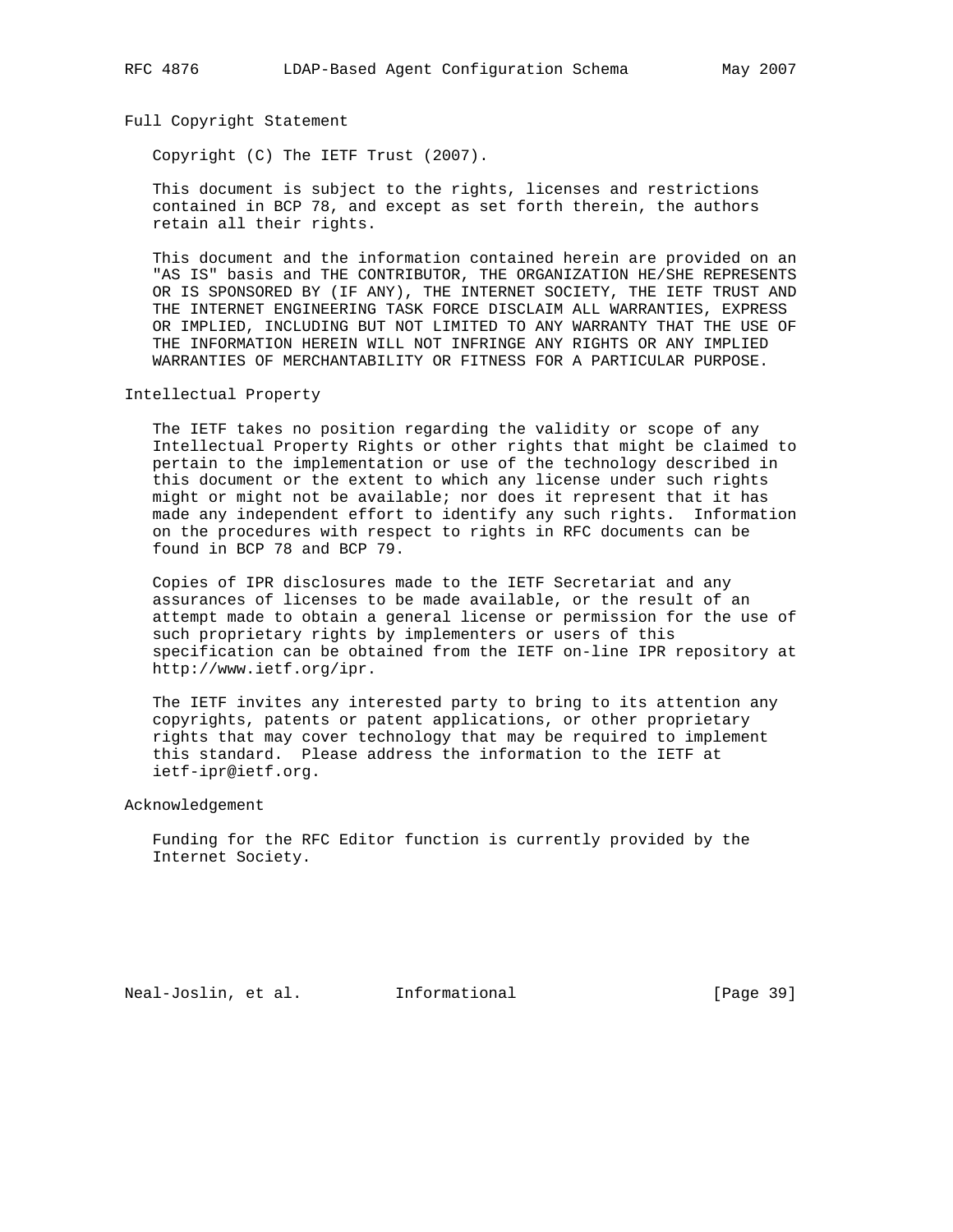## Full Copyright Statement

Copyright (C) The IETF Trust (2007).

This document is subject to the rights, licenses and restrictions contained in BCP 78, and except as set forth therein, the authors retain all their rights.

This document and the information contained herein are provided on an "AS IS" basis and THE CONTRIBUTOR, THE ORGANIZATION HE/SHE REPRESENTS OR IS SPONSORED BY (IF ANY), THE INTERNET SOCIETY, THE IETF TRUST AND THE INTERNET ENGINEERING TASK FORCE DISCLAIM ALL WARRANTIES, EXPRESS OR IMPLIED, INCLUDING BUT NOT LIMITED TO ANY WARRANTY THAT THE USE OF THE INFORMATION HEREIN WILL NOT INFRINGE ANY RIGHTS OR ANY IMPLIED WARRANTIES OF MERCHANTABILITY OR FITNESS FOR A PARTICULAR PURPOSE.

## Intellectual Property

The IETF takes no position regarding the validity or scope of any Intellectual Property Rights or other rights that might be claimed to pertain to the implementation or use of the technology described in this document or the extent to which any license under such rights might or might not be available; nor does it represent that it has made any independent effort to identify any such rights. Information on the procedures with respect to rights in RFC documents can be found in BCP 78 and BCP 79.

Copies of IPR disclosures made to the IETF Secretariat and any assurances of licenses to be made available, or the result of an attempt made to obtain a general license or permission for the use of such proprietary rights by implementers or users of this specification can be obtained from the IETF on-line IPR repository at http://www.ietf.org/ipr.

The IETF invites any interested party to bring to its attention any copyrights, patents or patent applications, or other proprietary rights that may cover technology that may be required to implement this standard. Please address the information to the IETF at ietf-ipr@ietf.org.

## Acknowledgement

Funding for the RFC Editor function is currently provided by the Internet Society.